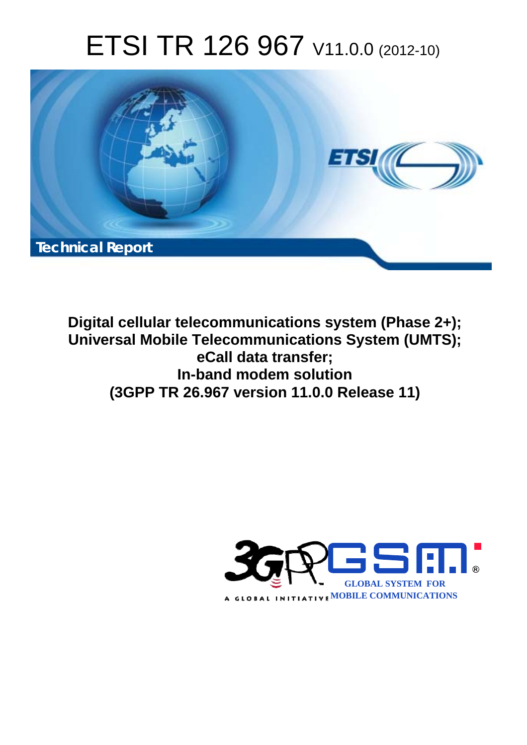# ETSI TR 126 967 V11.0.0 (2012-10)

Technical Report

**Digital cellular telecommunications system (Phase 2+);**
**Universal Mobile Telecommunications System (UMTS);**
**eCall data transfer;**
**In-band modem solution**
**(3GPP TR 26.967 version 11.0.0 Release 11)**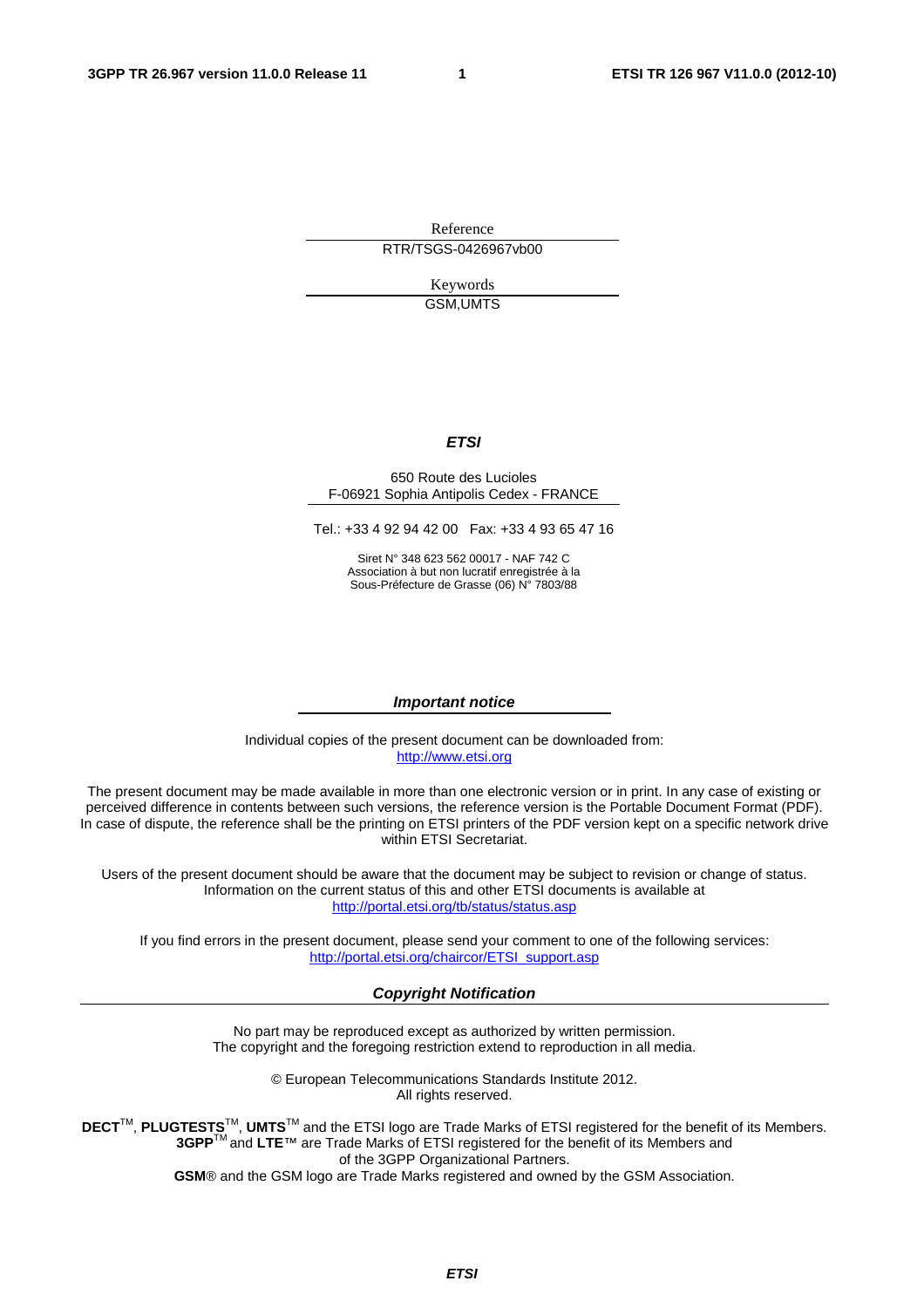Reference

RTR/TSGS-0426967vb00

Keywords

GSM,UMTS

***ETSI***

650 Route des Lucioles
F-06921 Sophia Antipolis Cedex - FRANCE

Tel.: +33 4 92 94 42 00 Fax: +33 4 93 65 47 16

Siret N° 348 623 562 00017 - NAF 742 C
Association à but non lucratif enregistrée à la
Sous-Préfecture de Grasse (06) N° 7803/88

***Important notice***

Individual copies of the present document can be downloaded from:
http://www.etsi.org

The present document may be made available in more than one electronic version or in print. In any case of existing or perceived difference in contents between such versions, the reference version is the Portable Document Format (PDF). In case of dispute, the reference shall be the printing on ETSI printers of the PDF version kept on a specific network drive within ETSI Secretariat.

Users of the present document should be aware that the document may be subject to revision or change of status. Information on the current status of this and other ETSI documents is available at
http://portal.etsi.org/tb/status/status.asp

If you find errors in the present document, please send your comment to one of the following services:
http://portal.etsi.org/chaircor/ETSI_support.asp

***Copyright Notification***

No part may be reproduced except as authorized by written permission.
The copyright and the foregoing restriction extend to reproduction in all media.

© European Telecommunications Standards Institute 2012.
All rights reserved.

**DECT**™, **PLUGTESTS**™, **UMTS**™ and the ETSI logo are Trade Marks of ETSI registered for the benefit of its Members.
**3GPP**™ and **LTE**™ are Trade Marks of ETSI registered for the benefit of its Members and
of the 3GPP Organizational Partners.
**GSM**® and the GSM logo are Trade Marks registered and owned by the GSM Association.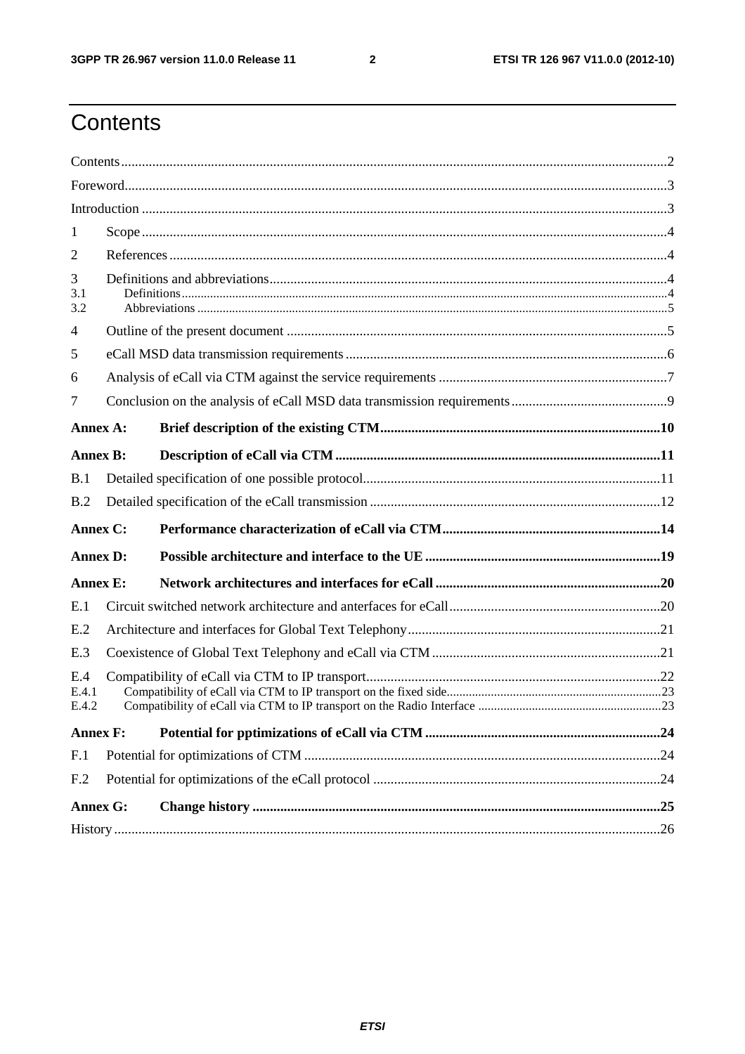# Contents

Contents....................................................................................................................................................2

Foreword....................................................................................................................................................3

Introduction ..............................................................................................................................................3

1 Scope ......................................................................................................................................................4

2 References ..............................................................................................................................................4

3 Definitions and abbreviations.................................................................................................................4

3.1 Definitions..........................................................................................................................................4

3.2 Abbreviations .....................................................................................................................................5

4 Outline of the present document ............................................................................................................5

5 eCall MSD data transmission requirements ...........................................................................................6

6 Analysis of eCall via CTM against the service requirements .................................................................7

7 Conclusion on the analysis of eCall MSD data transmission requirements ............................................9

**Annex A: Brief description of the existing CTM................................................................................10**

**Annex B: Description of eCall via CTM .............................................................................................11**

B.1 Detailed specification of one possible protocol....................................................................................11

B.2 Detailed specification of the eCall transmission ..................................................................................12

**Annex C: Performance characterization of eCall via CTM..............................................................14**

**Annex D: Possible architecture and interface to the UE ...................................................................19**

**Annex E: Network architectures and interfaces for eCall ................................................................20**

E.1 Circuit switched network architecture and anterfaces for eCall............................................................20

E.2 Architecture and interfaces for Global Text Telephony........................................................................21

E.3 Coexistence of Global Text Telephony and eCall via CTM .................................................................21

E.4 Compatibility of eCall via CTM to IP transport...................................................................................22

E.4.1 Compatibility of eCall via CTM to IP transport on the fixed side....................................................23

E.4.2 Compatibility of eCall via CTM to IP transport on the Radio Interface ..........................................23

**Annex F: Potential for pptimizations of eCall via CTM ...................................................................24**

F.1 Potential for optimizations of CTM .....................................................................................................24

F.2 Potential for optimizations of the eCall protocol ..................................................................................24

**Annex G: Change history ....................................................................................................................25**

History .....................................................................................................................................................26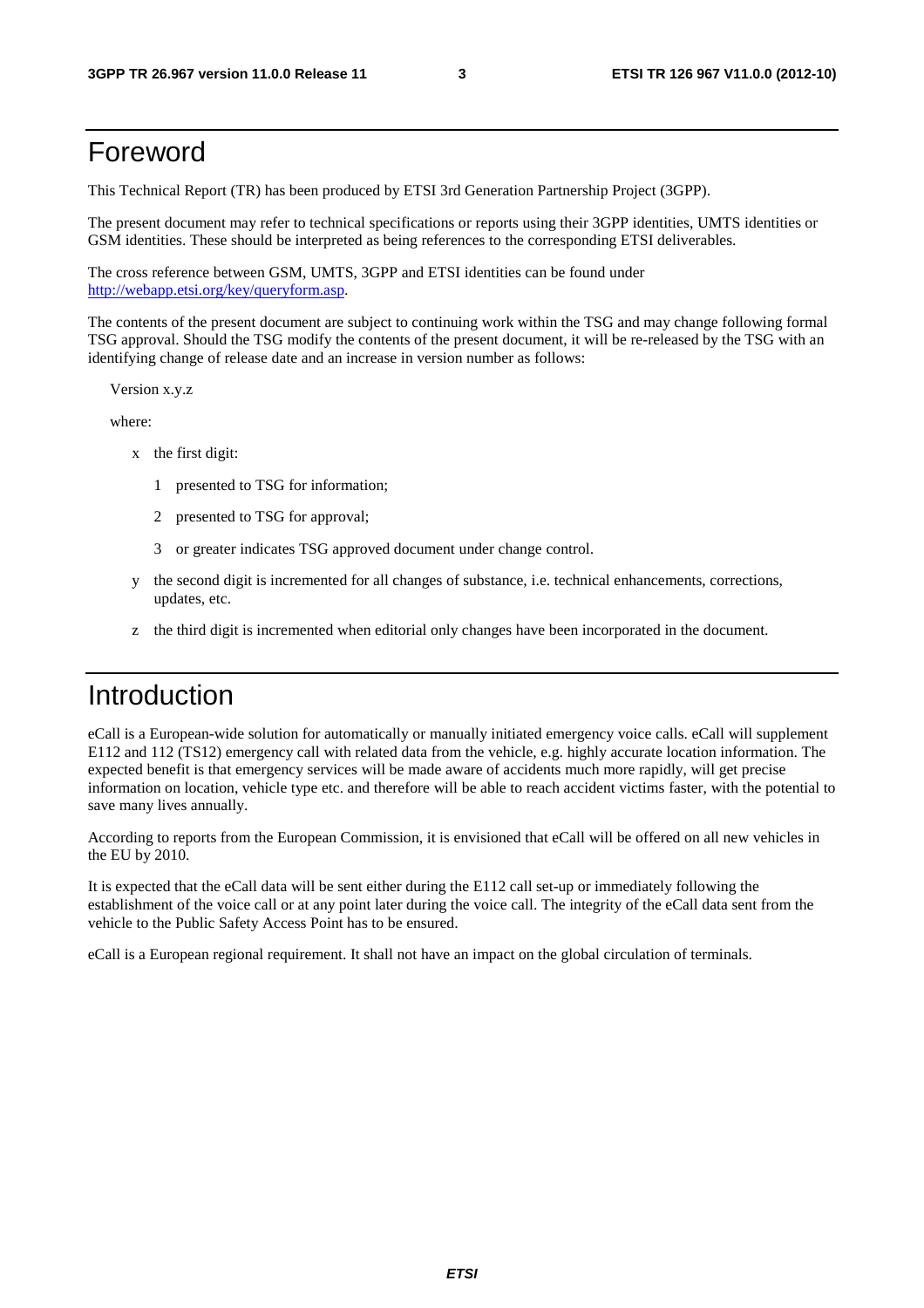# Foreword

This Technical Report (TR) has been produced by ETSI 3rd Generation Partnership Project (3GPP).

The present document may refer to technical specifications or reports using their 3GPP identities, UMTS identities or GSM identities. These should be interpreted as being references to the corresponding ETSI deliverables.

The cross reference between GSM, UMTS, 3GPP and ETSI identities can be found under http://webapp.etsi.org/key/queryform.asp.

The contents of the present document are subject to continuing work within the TSG and may change following formal TSG approval. Should the TSG modify the contents of the present document, it will be re-released by the TSG with an identifying change of release date and an increase in version number as follows:

Version x.y.z

where:

- x the first digit:
  - 1 presented to TSG for information;
  - 2 presented to TSG for approval;
  - 3 or greater indicates TSG approved document under change control.
- y the second digit is incremented for all changes of substance, i.e. technical enhancements, corrections, updates, etc.
- z the third digit is incremented when editorial only changes have been incorporated in the document.

# Introduction

eCall is a European-wide solution for automatically or manually initiated emergency voice calls. eCall will supplement E112 and 112 (TS12) emergency call with related data from the vehicle, e.g. highly accurate location information. The expected benefit is that emergency services will be made aware of accidents much more rapidly, will get precise information on location, vehicle type etc. and therefore will be able to reach accident victims faster, with the potential to save many lives annually.

According to reports from the European Commission, it is envisioned that eCall will be offered on all new vehicles in the EU by 2010.

It is expected that the eCall data will be sent either during the E112 call set-up or immediately following the establishment of the voice call or at any point later during the voice call. The integrity of the eCall data sent from the vehicle to the Public Safety Access Point has to be ensured.

eCall is a European regional requirement. It shall not have an impact on the global circulation of terminals.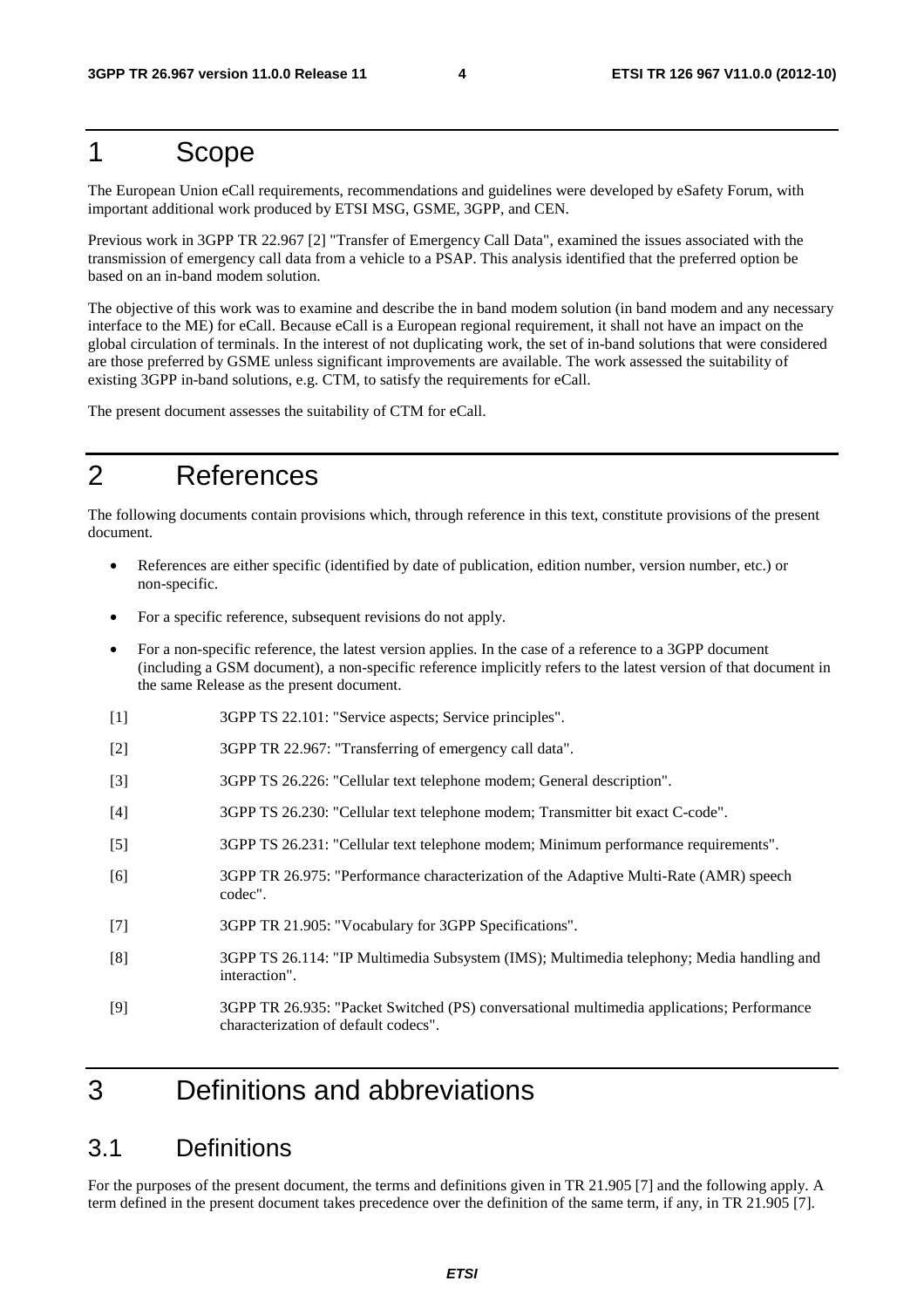# 1 Scope

The European Union eCall requirements, recommendations and guidelines were developed by eSafety Forum, with important additional work produced by ETSI MSG, GSME, 3GPP, and CEN.

Previous work in 3GPP TR 22.967 [2] "Transfer of Emergency Call Data", examined the issues associated with the transmission of emergency call data from a vehicle to a PSAP. This analysis identified that the preferred option be based on an in-band modem solution.

The objective of this work was to examine and describe the in band modem solution (in band modem and any necessary interface to the ME) for eCall. Because eCall is a European regional requirement, it shall not have an impact on the global circulation of terminals. In the interest of not duplicating work, the set of in-band solutions that were considered are those preferred by GSME unless significant improvements are available. The work assessed the suitability of existing 3GPP in-band solutions, e.g. CTM, to satisfy the requirements for eCall.

The present document assesses the suitability of CTM for eCall.

# 2 References

The following documents contain provisions which, through reference in this text, constitute provisions of the present document.

- References are either specific (identified by date of publication, edition number, version number, etc.) or non-specific.
- For a specific reference, subsequent revisions do not apply.
- For a non-specific reference, the latest version applies. In the case of a reference to a 3GPP document (including a GSM document), a non-specific reference implicitly refers to the latest version of that document in the same Release as the present document.

[1] 3GPP TS 22.101: "Service aspects; Service principles".

[2] 3GPP TR 22.967: "Transferring of emergency call data".

[3] 3GPP TS 26.226: "Cellular text telephone modem; General description".

[4] 3GPP TS 26.230: "Cellular text telephone modem; Transmitter bit exact C-code".

[5] 3GPP TS 26.231: "Cellular text telephone modem; Minimum performance requirements".

[6] 3GPP TR 26.975: "Performance characterization of the Adaptive Multi-Rate (AMR) speech codec".

[7] 3GPP TR 21.905: "Vocabulary for 3GPP Specifications".

[8] 3GPP TS 26.114: "IP Multimedia Subsystem (IMS); Multimedia telephony; Media handling and interaction".

[9] 3GPP TR 26.935: "Packet Switched (PS) conversational multimedia applications; Performance characterization of default codecs".

# 3 Definitions and abbreviations

## 3.1 Definitions

For the purposes of the present document, the terms and definitions given in TR 21.905 [7] and the following apply. A term defined in the present document takes precedence over the definition of the same term, if any, in TR 21.905 [7].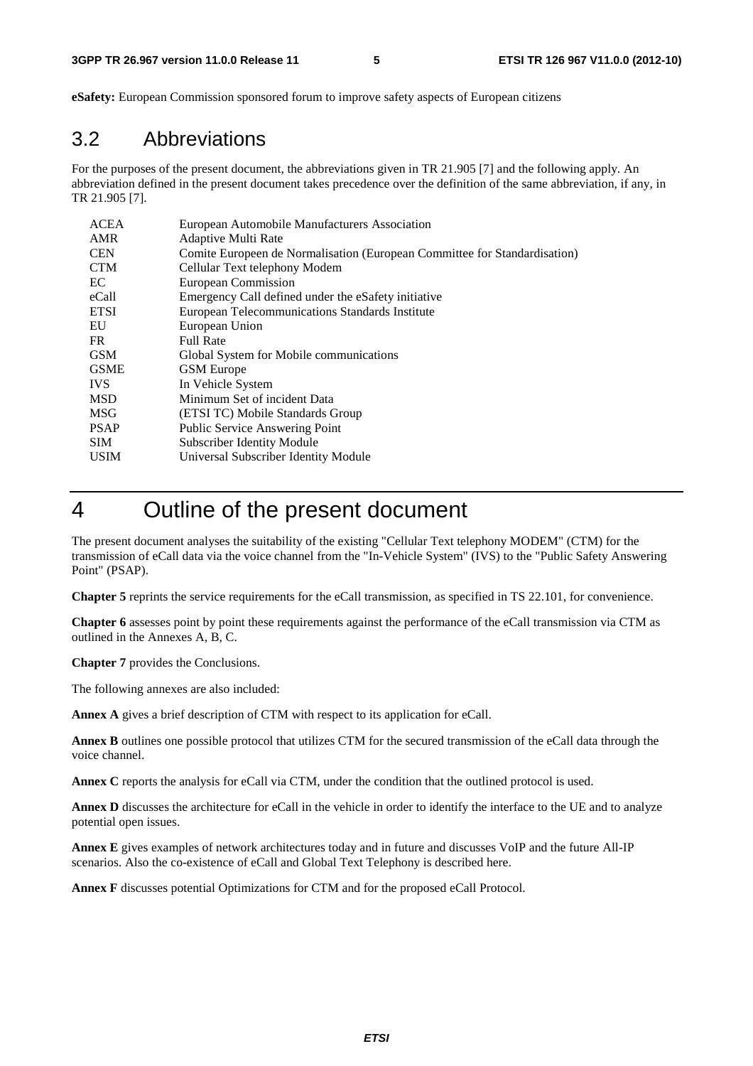**eSafety:** European Commission sponsored forum to improve safety aspects of European citizens

## 3.2 Abbreviations

For the purposes of the present document, the abbreviations given in TR 21.905 [7] and the following apply. An abbreviation defined in the present document takes precedence over the definition of the same abbreviation, if any, in TR 21.905 [7].

| | |
|---|---|
| ACEA | European Automobile Manufacturers Association |
| AMR | Adaptive Multi Rate |
| CEN | Comite Europeen de Normalisation (European Committee for Standardisation) |
| CTM | Cellular Text telephony Modem |
| EC | European Commission |
| eCall | Emergency Call defined under the eSafety initiative |
| ETSI | European Telecommunications Standards Institute |
| EU | European Union |
| FR | Full Rate |
| GSM | Global System for Mobile communications |
| GSME | GSM Europe |
| IVS | In Vehicle System |
| MSD | Minimum Set of incident Data |
| MSG | (ETSI TC) Mobile Standards Group |
| PSAP | Public Service Answering Point |
| SIM | Subscriber Identity Module |
| USIM | Universal Subscriber Identity Module |

# 4 Outline of the present document

The present document analyses the suitability of the existing "Cellular Text telephony MODEM" (CTM) for the transmission of eCall data via the voice channel from the "In-Vehicle System" (IVS) to the "Public Safety Answering Point" (PSAP).

**Chapter 5** reprints the service requirements for the eCall transmission, as specified in TS 22.101, for convenience.

**Chapter 6** assesses point by point these requirements against the performance of the eCall transmission via CTM as outlined in the Annexes A, B, C.

**Chapter 7** provides the Conclusions.

The following annexes are also included:

**Annex A** gives a brief description of CTM with respect to its application for eCall.

**Annex B** outlines one possible protocol that utilizes CTM for the secured transmission of the eCall data through the voice channel.

**Annex C** reports the analysis for eCall via CTM, under the condition that the outlined protocol is used.

**Annex D** discusses the architecture for eCall in the vehicle in order to identify the interface to the UE and to analyze potential open issues.

**Annex E** gives examples of network architectures today and in future and discusses VoIP and the future All-IP scenarios. Also the co-existence of eCall and Global Text Telephony is described here.

**Annex F** discusses potential Optimizations for CTM and for the proposed eCall Protocol.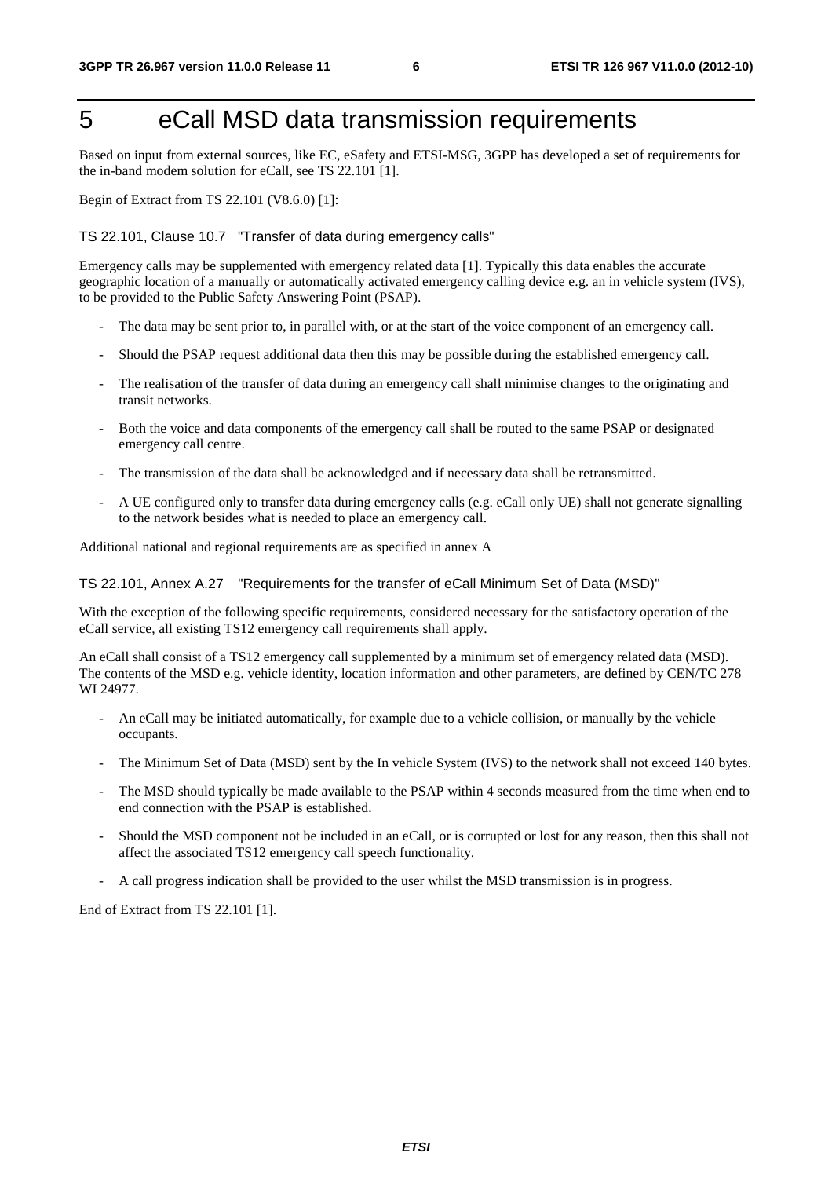# 5 eCall MSD data transmission requirements

Based on input from external sources, like EC, eSafety and ETSI-MSG, 3GPP has developed a set of requirements for the in-band modem solution for eCall, see TS 22.101 [1].

Begin of Extract from TS 22.101 (V8.6.0) [1]:

#### TS 22.101, Clause 10.7 "Transfer of data during emergency calls"

Emergency calls may be supplemented with emergency related data [1]. Typically this data enables the accurate geographic location of a manually or automatically activated emergency calling device e.g. an in vehicle system (IVS), to be provided to the Public Safety Answering Point (PSAP).

- The data may be sent prior to, in parallel with, or at the start of the voice component of an emergency call.
- Should the PSAP request additional data then this may be possible during the established emergency call.
- The realisation of the transfer of data during an emergency call shall minimise changes to the originating and transit networks.
- Both the voice and data components of the emergency call shall be routed to the same PSAP or designated emergency call centre.
- The transmission of the data shall be acknowledged and if necessary data shall be retransmitted.
- A UE configured only to transfer data during emergency calls (e.g. eCall only UE) shall not generate signalling to the network besides what is needed to place an emergency call.

Additional national and regional requirements are as specified in annex A

#### TS 22.101, Annex A.27 "Requirements for the transfer of eCall Minimum Set of Data (MSD)"

With the exception of the following specific requirements, considered necessary for the satisfactory operation of the eCall service, all existing TS12 emergency call requirements shall apply.

An eCall shall consist of a TS12 emergency call supplemented by a minimum set of emergency related data (MSD). The contents of the MSD e.g. vehicle identity, location information and other parameters, are defined by CEN/TC 278 WI 24977.

- An eCall may be initiated automatically, for example due to a vehicle collision, or manually by the vehicle occupants.
- The Minimum Set of Data (MSD) sent by the In vehicle System (IVS) to the network shall not exceed 140 bytes.
- The MSD should typically be made available to the PSAP within 4 seconds measured from the time when end to end connection with the PSAP is established.
- Should the MSD component not be included in an eCall, or is corrupted or lost for any reason, then this shall not affect the associated TS12 emergency call speech functionality.
- A call progress indication shall be provided to the user whilst the MSD transmission is in progress.

End of Extract from TS 22.101 [1].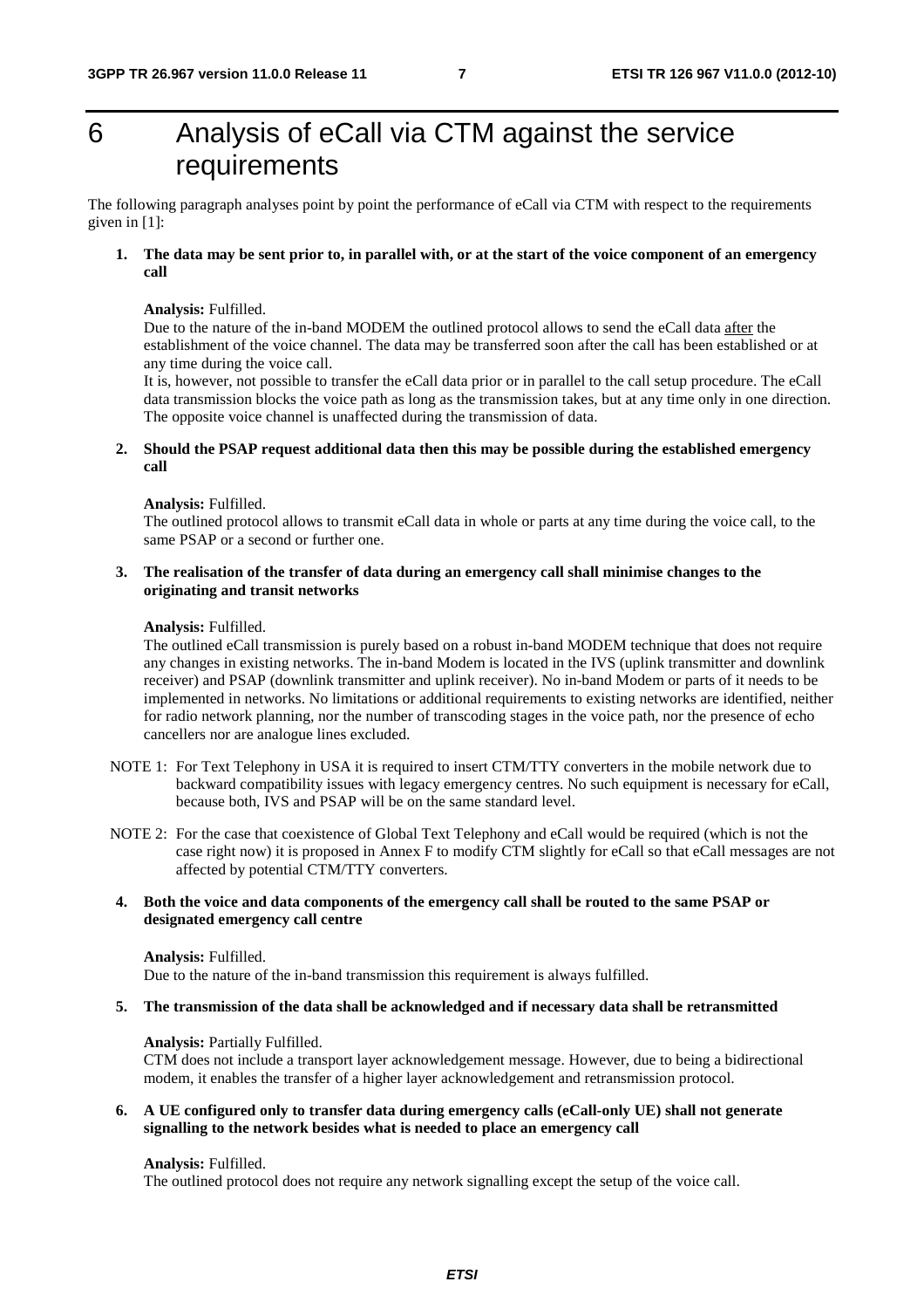# 6 Analysis of eCall via CTM against the service requirements

The following paragraph analyses point by point the performance of eCall via CTM with respect to the requirements given in [1]:

**1. The data may be sent prior to, in parallel with, or at the start of the voice component of an emergency call**

**Analysis:** Fulfilled.
Due to the nature of the in-band MODEM the outlined protocol allows to send the eCall data after the establishment of the voice channel. The data may be transferred soon after the call has been established or at any time during the voice call.
It is, however, not possible to transfer the eCall data prior or in parallel to the call setup procedure. The eCall data transmission blocks the voice path as long as the transmission takes, but at any time only in one direction. The opposite voice channel is unaffected during the transmission of data.

**2. Should the PSAP request additional data then this may be possible during the established emergency call**

**Analysis:** Fulfilled.
The outlined protocol allows to transmit eCall data in whole or parts at any time during the voice call, to the same PSAP or a second or further one.

**3. The realisation of the transfer of data during an emergency call shall minimise changes to the originating and transit networks**

**Analysis:** Fulfilled.
The outlined eCall transmission is purely based on a robust in-band MODEM technique that does not require any changes in existing networks. The in-band Modem is located in the IVS (uplink transmitter and downlink receiver) and PSAP (downlink transmitter and uplink receiver). No in-band Modem or parts of it needs to be implemented in networks. No limitations or additional requirements to existing networks are identified, neither for radio network planning, nor the number of transcoding stages in the voice path, nor the presence of echo cancellers nor are analogue lines excluded.

NOTE 1: For Text Telephony in USA it is required to insert CTM/TTY converters in the mobile network due to backward compatibility issues with legacy emergency centres. No such equipment is necessary for eCall, because both, IVS and PSAP will be on the same standard level.

NOTE 2: For the case that coexistence of Global Text Telephony and eCall would be required (which is not the case right now) it is proposed in Annex F to modify CTM slightly for eCall so that eCall messages are not affected by potential CTM/TTY converters.

**4. Both the voice and data components of the emergency call shall be routed to the same PSAP or designated emergency call centre**

**Analysis:** Fulfilled.
Due to the nature of the in-band transmission this requirement is always fulfilled.

**5. The transmission of the data shall be acknowledged and if necessary data shall be retransmitted**

**Analysis:** Partially Fulfilled.
CTM does not include a transport layer acknowledgement message. However, due to being a bidirectional modem, it enables the transfer of a higher layer acknowledgement and retransmission protocol.

**6. A UE configured only to transfer data during emergency calls (eCall-only UE) shall not generate signalling to the network besides what is needed to place an emergency call**

**Analysis:** Fulfilled.
The outlined protocol does not require any network signalling except the setup of the voice call.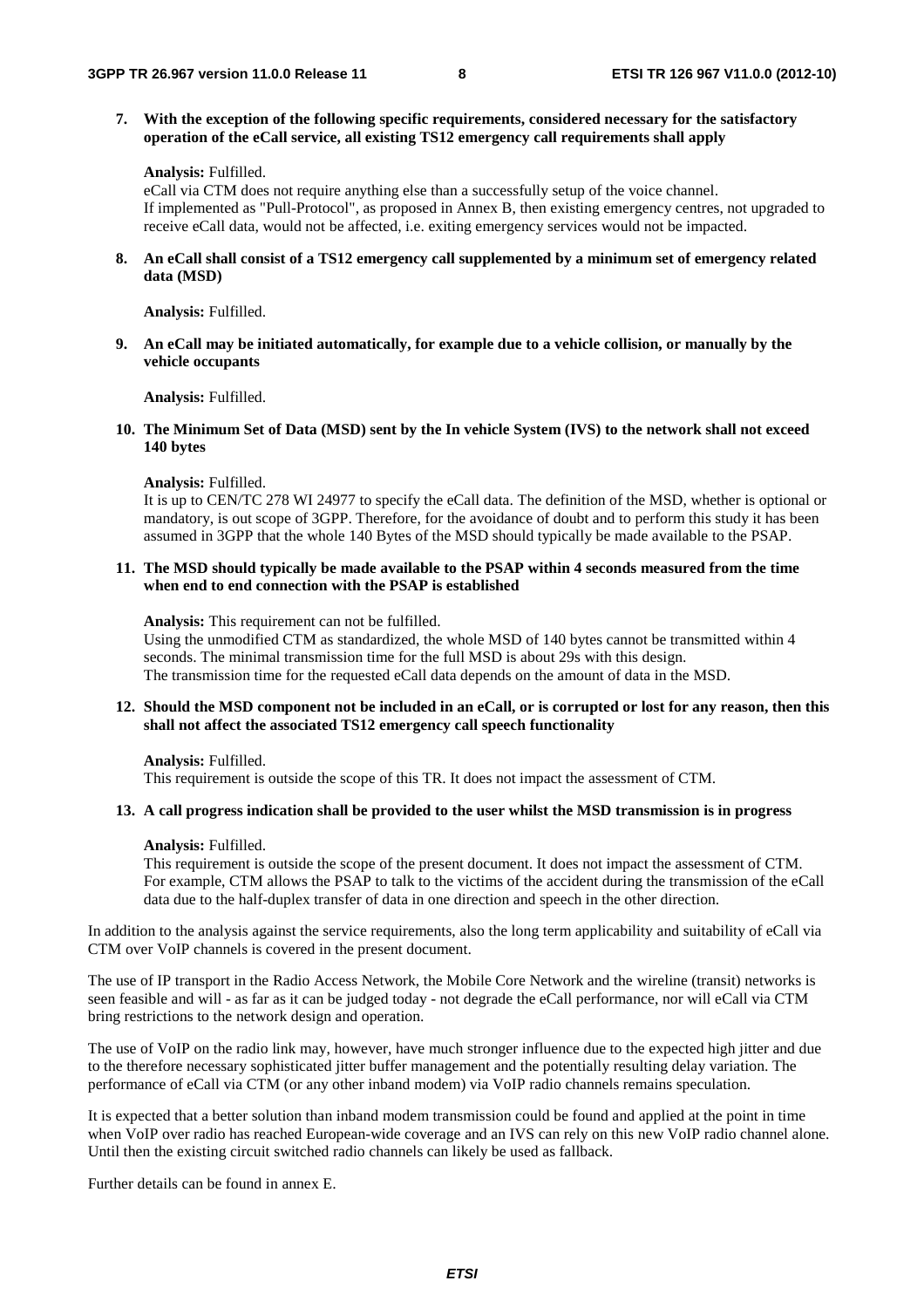7. **With the exception of the following specific requirements, considered necessary for the satisfactory operation of the eCall service, all existing TS12 emergency call requirements shall apply**

   **Analysis:** Fulfilled.
   eCall via CTM does not require anything else than a successfully setup of the voice channel.
   If implemented as "Pull-Protocol", as proposed in Annex B, then existing emergency centres, not upgraded to receive eCall data, would not be affected, i.e. exiting emergency services would not be impacted.

8. **An eCall shall consist of a TS12 emergency call supplemented by a minimum set of emergency related data (MSD)**

   **Analysis:** Fulfilled.

9. **An eCall may be initiated automatically, for example due to a vehicle collision, or manually by the vehicle occupants**

   **Analysis:** Fulfilled.

10. **The Minimum Set of Data (MSD) sent by the In vehicle System (IVS) to the network shall not exceed 140 bytes**

    **Analysis:** Fulfilled.
    It is up to CEN/TC 278 WI 24977 to specify the eCall data. The definition of the MSD, whether is optional or mandatory, is out scope of 3GPP. Therefore, for the avoidance of doubt and to perform this study it has been assumed in 3GPP that the whole 140 Bytes of the MSD should typically be made available to the PSAP.

11. **The MSD should typically be made available to the PSAP within 4 seconds measured from the time when end to end connection with the PSAP is established**

    **Analysis:** This requirement can not be fulfilled.
    Using the unmodified CTM as standardized, the whole MSD of 140 bytes cannot be transmitted within 4 seconds. The minimal transmission time for the full MSD is about 29s with this design.
    The transmission time for the requested eCall data depends on the amount of data in the MSD.

12. **Should the MSD component not be included in an eCall, or is corrupted or lost for any reason, then this shall not affect the associated TS12 emergency call speech functionality**

    **Analysis:** Fulfilled.
    This requirement is outside the scope of this TR. It does not impact the assessment of CTM.

13. **A call progress indication shall be provided to the user whilst the MSD transmission is in progress**

    **Analysis:** Fulfilled.
    This requirement is outside the scope of the present document. It does not impact the assessment of CTM. For example, CTM allows the PSAP to talk to the victims of the accident during the transmission of the eCall data due to the half-duplex transfer of data in one direction and speech in the other direction.

In addition to the analysis against the service requirements, also the long term applicability and suitability of eCall via CTM over VoIP channels is covered in the present document.

The use of IP transport in the Radio Access Network, the Mobile Core Network and the wireline (transit) networks is seen feasible and will - as far as it can be judged today - not degrade the eCall performance, nor will eCall via CTM bring restrictions to the network design and operation.

The use of VoIP on the radio link may, however, have much stronger influence due to the expected high jitter and due to the therefore necessary sophisticated jitter buffer management and the potentially resulting delay variation. The performance of eCall via CTM (or any other inband modem) via VoIP radio channels remains speculation.

It is expected that a better solution than inband modem transmission could be found and applied at the point in time when VoIP over radio has reached European-wide coverage and an IVS can rely on this new VoIP radio channel alone. Until then the existing circuit switched radio channels can likely be used as fallback.

Further details can be found in annex E.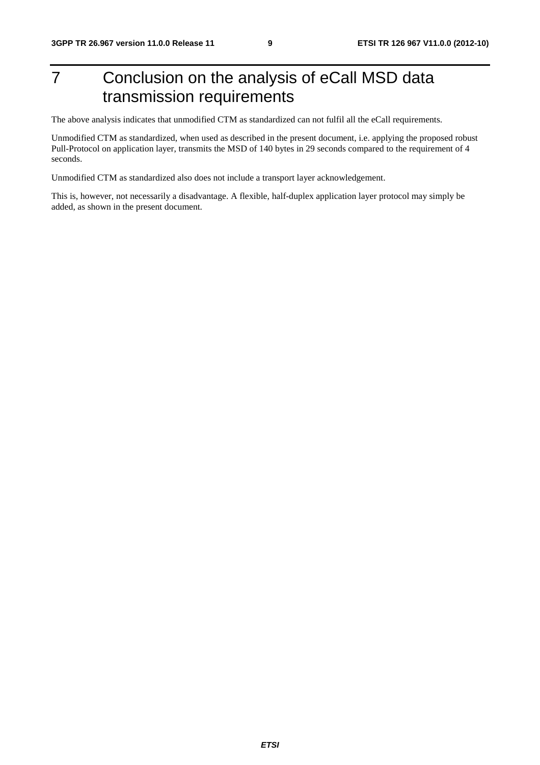# 7 Conclusion on the analysis of eCall MSD data transmission requirements

The above analysis indicates that unmodified CTM as standardized can not fulfil all the eCall requirements.

Unmodified CTM as standardized, when used as described in the present document, i.e. applying the proposed robust Pull-Protocol on application layer, transmits the MSD of 140 bytes in 29 seconds compared to the requirement of 4 seconds.

Unmodified CTM as standardized also does not include a transport layer acknowledgement.

This is, however, not necessarily a disadvantage. A flexible, half-duplex application layer protocol may simply be added, as shown in the present document.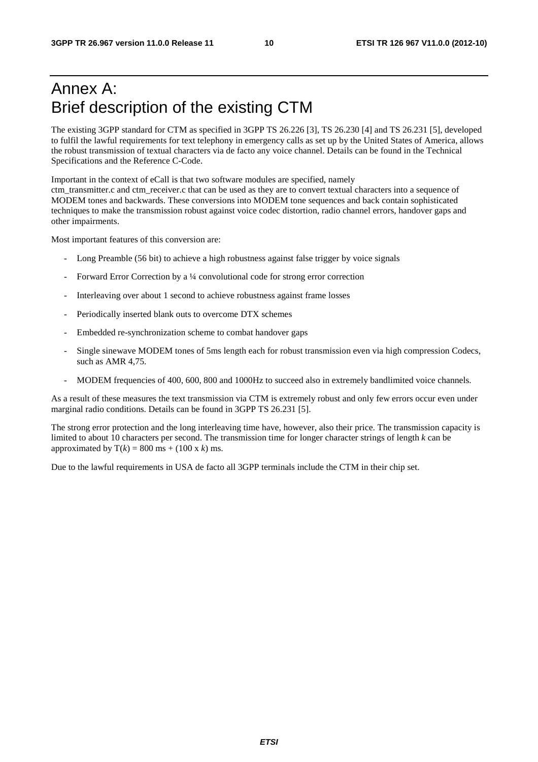# Annex A: Brief description of the existing CTM

The existing 3GPP standard for CTM as specified in 3GPP TS 26.226 [3], TS 26.230 [4] and TS 26.231 [5], developed to fulfil the lawful requirements for text telephony in emergency calls as set up by the United States of America, allows the robust transmission of textual characters via de facto any voice channel. Details can be found in the Technical Specifications and the Reference C-Code.

Important in the context of eCall is that two software modules are specified, namely ctm_transmitter.c and ctm_receiver.c that can be used as they are to convert textual characters into a sequence of MODEM tones and backwards. These conversions into MODEM tone sequences and back contain sophisticated techniques to make the transmission robust against voice codec distortion, radio channel errors, handover gaps and other impairments.

Most important features of this conversion are:

- Long Preamble (56 bit) to achieve a high robustness against false trigger by voice signals
- Forward Error Correction by a ¼ convolutional code for strong error correction
- Interleaving over about 1 second to achieve robustness against frame losses
- Periodically inserted blank outs to overcome DTX schemes
- Embedded re-synchronization scheme to combat handover gaps
- Single sinewave MODEM tones of 5ms length each for robust transmission even via high compression Codecs, such as AMR 4,75.
- MODEM frequencies of 400, 600, 800 and 1000Hz to succeed also in extremely bandlimited voice channels.

As a result of these measures the text transmission via CTM is extremely robust and only few errors occur even under marginal radio conditions. Details can be found in 3GPP TS 26.231 [5].

The strong error protection and the long interleaving time have, however, also their price. The transmission capacity is limited to about 10 characters per second. The transmission time for longer character strings of length $k$ can be approximated by $T(k) = 800$ ms + $(100 \times k)$ ms.

Due to the lawful requirements in USA de facto all 3GPP terminals include the CTM in their chip set.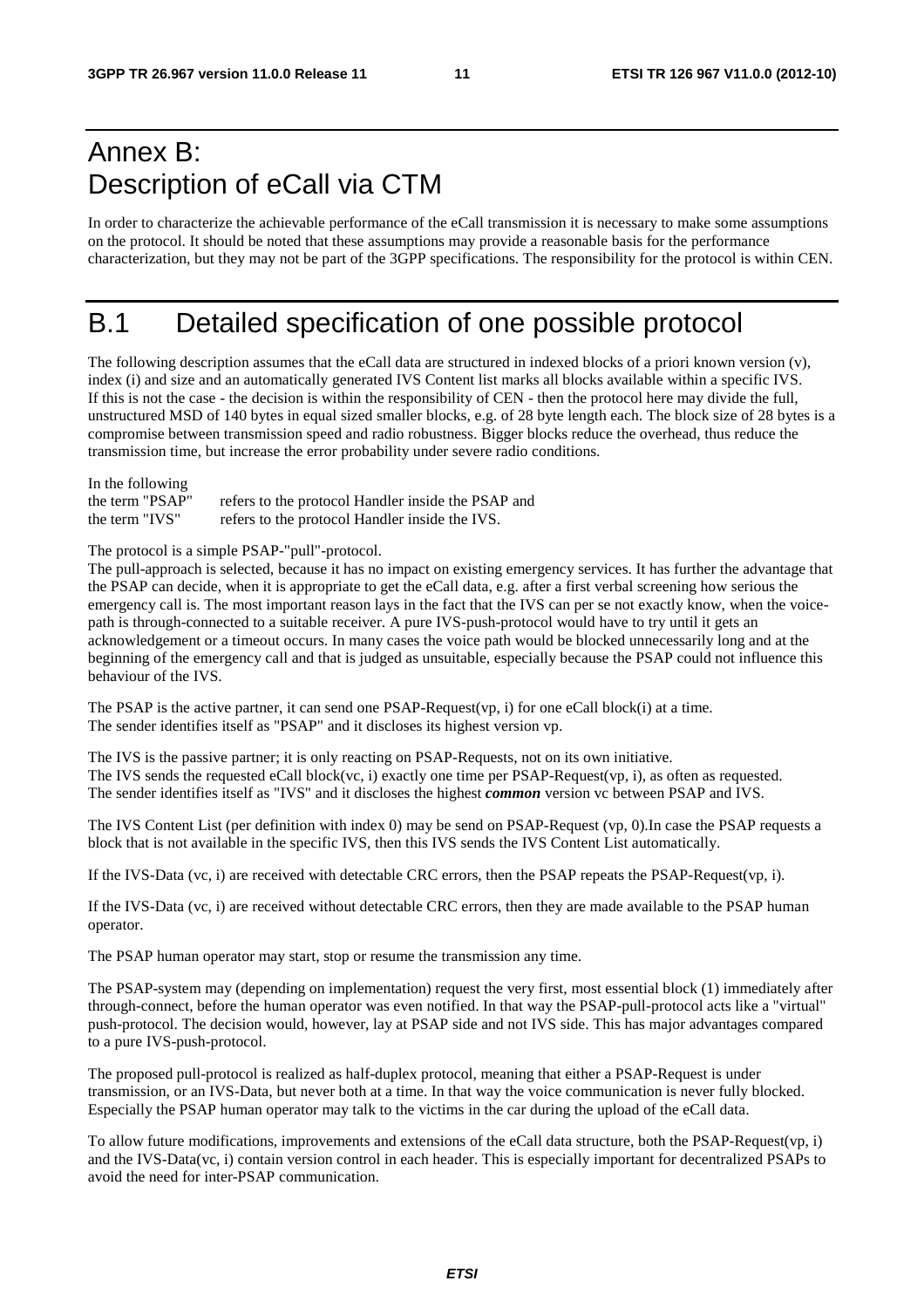# Annex B: Description of eCall via CTM

In order to characterize the achievable performance of the eCall transmission it is necessary to make some assumptions on the protocol. It should be noted that these assumptions may provide a reasonable basis for the performance characterization, but they may not be part of the 3GPP specifications. The responsibility for the protocol is within CEN.

# B.1 Detailed specification of one possible protocol

The following description assumes that the eCall data are structured in indexed blocks of a priori known version (v), index (i) and size and an automatically generated IVS Content list marks all blocks available within a specific IVS. If this is not the case - the decision is within the responsibility of CEN - then the protocol here may divide the full, unstructured MSD of 140 bytes in equal sized smaller blocks, e.g. of 28 byte length each. The block size of 28 bytes is a compromise between transmission speed and radio robustness. Bigger blocks reduce the overhead, thus reduce the transmission time, but increase the error probability under severe radio conditions.

In the following
the term "PSAP" refers to the protocol Handler inside the PSAP and
the term "IVS" refers to the protocol Handler inside the IVS.

The protocol is a simple PSAP-"pull"-protocol.
The pull-approach is selected, because it has no impact on existing emergency services. It has further the advantage that the PSAP can decide, when it is appropriate to get the eCall data, e.g. after a first verbal screening how serious the emergency call is. The most important reason lays in the fact that the IVS can per se not exactly know, when the voice-path is through-connected to a suitable receiver. A pure IVS-push-protocol would have to try until it gets an acknowledgement or a timeout occurs. In many cases the voice path would be blocked unnecessarily long and at the beginning of the emergency call and that is judged as unsuitable, especially because the PSAP could not influence this behaviour of the IVS.

The PSAP is the active partner, it can send one PSAP-Request(vp, i) for one eCall block(i) at a time.
The sender identifies itself as "PSAP" and it discloses its highest version vp.

The IVS is the passive partner; it is only reacting on PSAP-Requests, not on its own initiative.
The IVS sends the requested eCall block(vc, i) exactly one time per PSAP-Request(vp, i), as often as requested.
The sender identifies itself as "IVS" and it discloses the highest ***common*** version vc between PSAP and IVS.

The IVS Content List (per definition with index 0) may be send on PSAP-Request (vp, 0).In case the PSAP requests a block that is not available in the specific IVS, then this IVS sends the IVS Content List automatically.

If the IVS-Data (vc, i) are received with detectable CRC errors, then the PSAP repeats the PSAP-Request(vp, i).

If the IVS-Data (vc, i) are received without detectable CRC errors, then they are made available to the PSAP human operator.

The PSAP human operator may start, stop or resume the transmission any time.

The PSAP-system may (depending on implementation) request the very first, most essential block (1) immediately after through-connect, before the human operator was even notified. In that way the PSAP-pull-protocol acts like a "virtual" push-protocol. The decision would, however, lay at PSAP side and not IVS side. This has major advantages compared to a pure IVS-push-protocol.

The proposed pull-protocol is realized as half-duplex protocol, meaning that either a PSAP-Request is under transmission, or an IVS-Data, but never both at a time. In that way the voice communication is never fully blocked. Especially the PSAP human operator may talk to the victims in the car during the upload of the eCall data.

To allow future modifications, improvements and extensions of the eCall data structure, both the PSAP-Request(vp, i) and the IVS-Data(vc, i) contain version control in each header. This is especially important for decentralized PSAPs to avoid the need for inter-PSAP communication.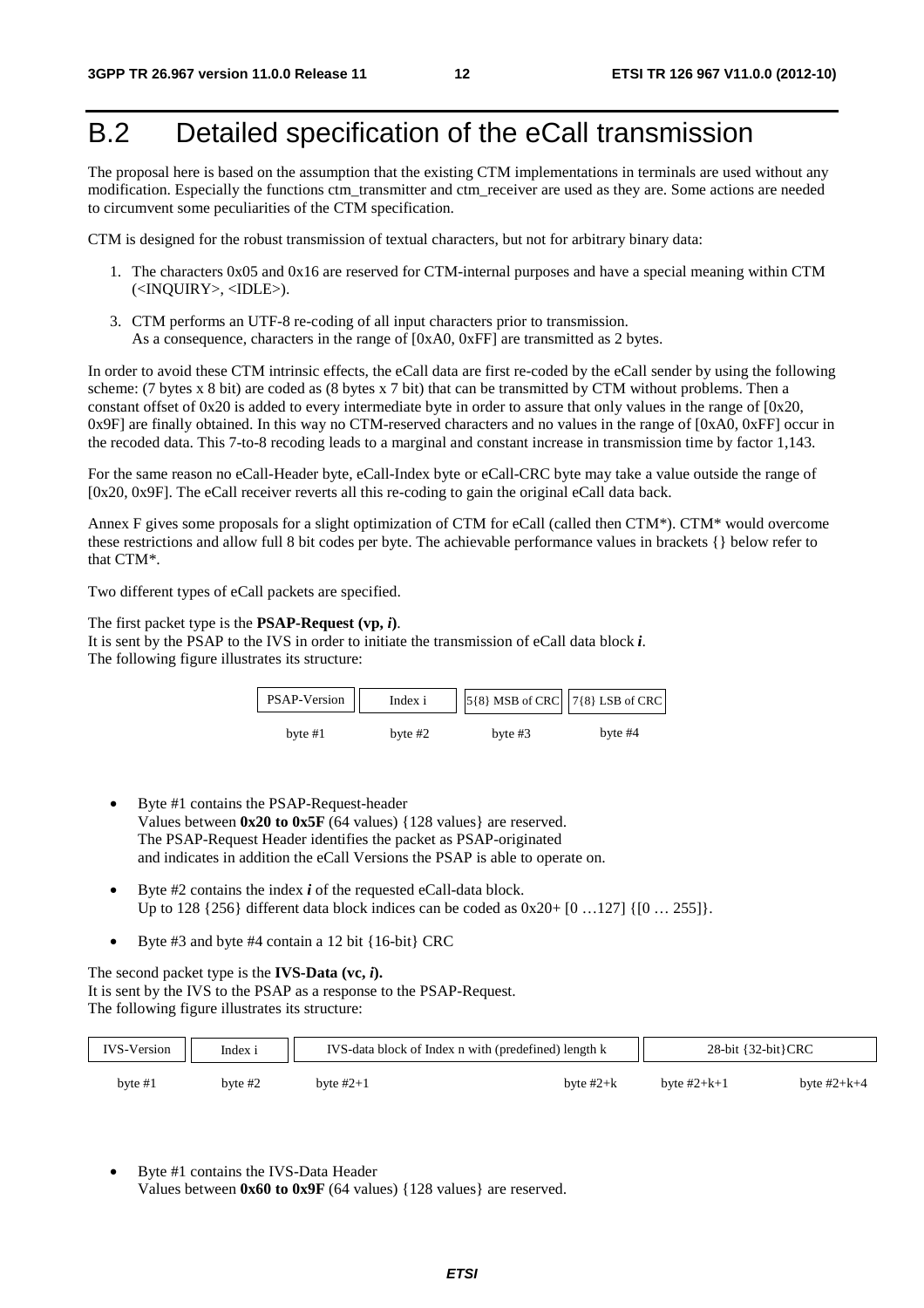# B.2 Detailed specification of the eCall transmission

The proposal here is based on the assumption that the existing CTM implementations in terminals are used without any modification. Especially the functions ctm_transmitter and ctm_receiver are used as they are. Some actions are needed to circumvent some peculiarities of the CTM specification.

CTM is designed for the robust transmission of textual characters, but not for arbitrary binary data:

1. The characters 0x05 and 0x16 are reserved for CTM-internal purposes and have a special meaning within CTM (<INQUIRY>, <IDLE>).

3. CTM performs an UTF-8 re-coding of all input characters prior to transmission.
   As a consequence, characters in the range of [0xA0, 0xFF] are transmitted as 2 bytes.

In order to avoid these CTM intrinsic effects, the eCall data are first re-coded by the eCall sender by using the following scheme: (7 bytes x 8 bit) are coded as (8 bytes x 7 bit) that can be transmitted by CTM without problems. Then a constant offset of 0x20 is added to every intermediate byte in order to assure that only values in the range of [0x20, 0x9F] are finally obtained. In this way no CTM-reserved characters and no values in the range of [0xA0, 0xFF] occur in the recoded data. This 7-to-8 recoding leads to a marginal and constant increase in transmission time by factor 1,143.

For the same reason no eCall-Header byte, eCall-Index byte or eCall-CRC byte may take a value outside the range of [0x20, 0x9F]. The eCall receiver reverts all this re-coding to gain the original eCall data back.

Annex F gives some proposals for a slight optimization of CTM for eCall (called then CTM*). CTM* would overcome these restrictions and allow full 8 bit codes per byte. The achievable performance values in brackets {} below refer to that CTM*.

Two different types of eCall packets are specified.

The first packet type is the **PSAP-Request (vp, *i*)**.
It is sent by the PSAP to the IVS in order to initiate the transmission of eCall data block ***i***.
The following figure illustrates its structure:

| PSAP-Version | Index i | 5{8} MSB of CRC | 7{8} LSB of CRC |
|---|---|---|---|
| byte #1 | byte #2 | byte #3 | byte #4 |

- Byte #1 contains the PSAP-Request-header
  Values between **0x20 to 0x5F** (64 values) {128 values} are reserved.
  The PSAP-Request Header identifies the packet as PSAP-originated
  and indicates in addition the eCall Versions the PSAP is able to operate on.

- Byte #2 contains the index ***i*** of the requested eCall-data block.
  Up to 128 {256} different data block indices can be coded as 0x20+ [0 …127] {[0 … 255]}.

- Byte #3 and byte #4 contain a 12 bit {16-bit} CRC

The second packet type is the **IVS-Data (vc, *i*).**
It is sent by the IVS to the PSAP as a response to the PSAP-Request.
The following figure illustrates its structure:

| IVS-Version | Index i | IVS-data block of Index n with (predefined) length k | | 28-bit {32-bit}CRC | |
|---|---|---|---|---|---|
| byte #1 | byte #2 | byte #2+1 | byte #2+k | byte #2+k+1 | byte #2+k+4 |

- Byte #1 contains the IVS-Data Header
  Values between **0x60 to 0x9F** (64 values) {128 values} are reserved.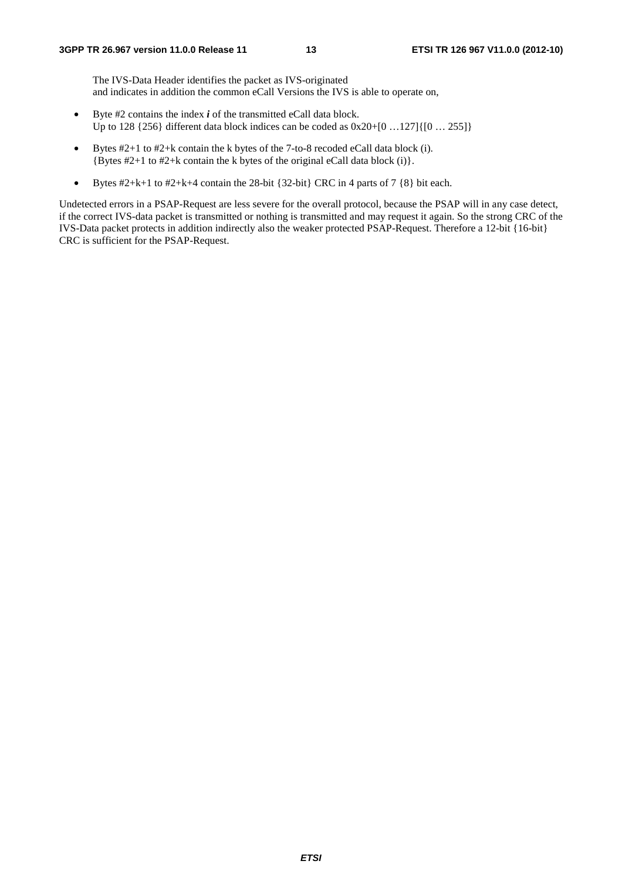The IVS-Data Header identifies the packet as IVS-originated
and indicates in addition the common eCall Versions the IVS is able to operate on,

- Byte #2 contains the index ***i*** of the transmitted eCall data block.
  Up to 128 {256} different data block indices can be coded as 0x20+[0 …127]{[0 … 255]}
- Bytes #2+1 to #2+k contain the k bytes of the 7-to-8 recoded eCall data block (i).
  {Bytes #2+1 to #2+k contain the k bytes of the original eCall data block (i)}.
- Bytes #2+k+1 to #2+k+4 contain the 28-bit {32-bit} CRC in 4 parts of 7 {8} bit each.

Undetected errors in a PSAP-Request are less severe for the overall protocol, because the PSAP will in any case detect, if the correct IVS-data packet is transmitted or nothing is transmitted and may request it again. So the strong CRC of the IVS-Data packet protects in addition indirectly also the weaker protected PSAP-Request. Therefore a 12-bit {16-bit} CRC is sufficient for the PSAP-Request.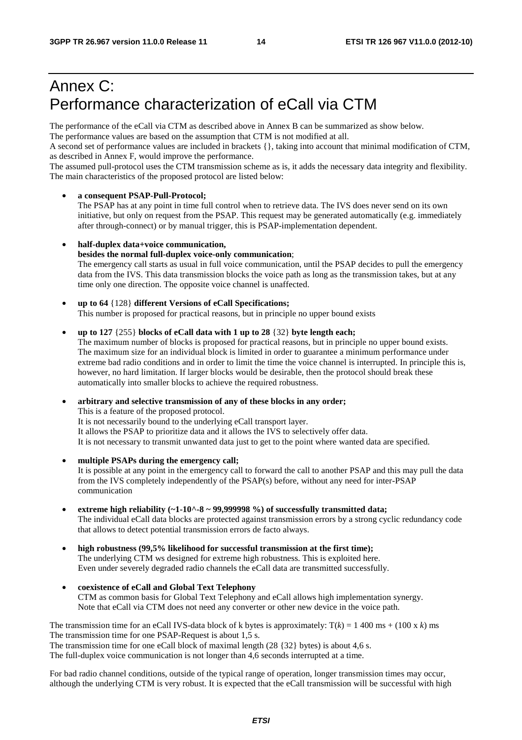# Annex C: Performance characterization of eCall via CTM

The performance of the eCall via CTM as described above in Annex B can be summarized as show below.
The performance values are based on the assumption that CTM is not modified at all.
A second set of performance values are included in brackets {}, taking into account that minimal modification of CTM, as described in Annex F, would improve the performance.
The assumed pull-protocol uses the CTM transmission scheme as is, it adds the necessary data integrity and flexibility.
The main characteristics of the proposed protocol are listed below:

- **a consequent PSAP-Pull-Protocol;**
  The PSAP has at any point in time full control when to retrieve data. The IVS does never send on its own initiative, but only on request from the PSAP. This request may be generated automatically (e.g. immediately after through-connect) or by manual trigger, this is PSAP-implementation dependent.

- **half-duplex data+voice communication,**
  **besides the normal full-duplex voice-only communication**;
  The emergency call starts as usual in full voice communication, until the PSAP decides to pull the emergency data from the IVS. This data transmission blocks the voice path as long as the transmission takes, but at any time only one direction. The opposite voice channel is unaffected.

- **up to 64** {128} **different Versions of eCall Specifications;**
  This number is proposed for practical reasons, but in principle no upper bound exists

- **up to 127** {255} **blocks of eCall data with 1 up to 28** {32} **byte length each;**
  The maximum number of blocks is proposed for practical reasons, but in principle no upper bound exists. The maximum size for an individual block is limited in order to guarantee a minimum performance under extreme bad radio conditions and in order to limit the time the voice channel is interrupted. In principle this is, however, no hard limitation. If larger blocks would be desirable, then the protocol should break these automatically into smaller blocks to achieve the required robustness.

- **arbitrary and selective transmission of any of these blocks in any order;**
  This is a feature of the proposed protocol.
  It is not necessarily bound to the underlying eCall transport layer.
  It allows the PSAP to prioritize data and it allows the IVS to selectively offer data.
  It is not necessary to transmit unwanted data just to get to the point where wanted data are specified.

- **multiple PSAPs during the emergency call;**
  It is possible at any point in the emergency call to forward the call to another PSAP and this may pull the data from the IVS completely independently of the PSAP(s) before, without any need for inter-PSAP communication

- **extreme high reliability (~1-10^-8 ~ 99,999998 %) of successfully transmitted data;**
  The individual eCall data blocks are protected against transmission errors by a strong cyclic redundancy code that allows to detect potential transmission errors de facto always.

- **high robustness (99,5% likelihood for successful transmission at the first time);**
  The underlying CTM ws designed for extreme high robustness. This is exploited here.
  Even under severely degraded radio channels the eCall data are transmitted successfully.

- **coexistence of eCall and Global Text Telephony**
  CTM as common basis for Global Text Telephony and eCall allows high implementation synergy.
  Note that eCall via CTM does not need any converter or other new device in the voice path.

The transmission time for an eCall IVS-data block of k bytes is approximately: $T(k) = 1\ 400$ ms + $(100 \times k)$ ms
The transmission time for one PSAP-Request is about 1,5 s.
The transmission time for one eCall block of maximal length (28 {32} bytes) is about 4,6 s.
The full-duplex voice communication is not longer than 4,6 seconds interrupted at a time.

For bad radio channel conditions, outside of the typical range of operation, longer transmission times may occur, although the underlying CTM is very robust. It is expected that the eCall transmission will be successful with high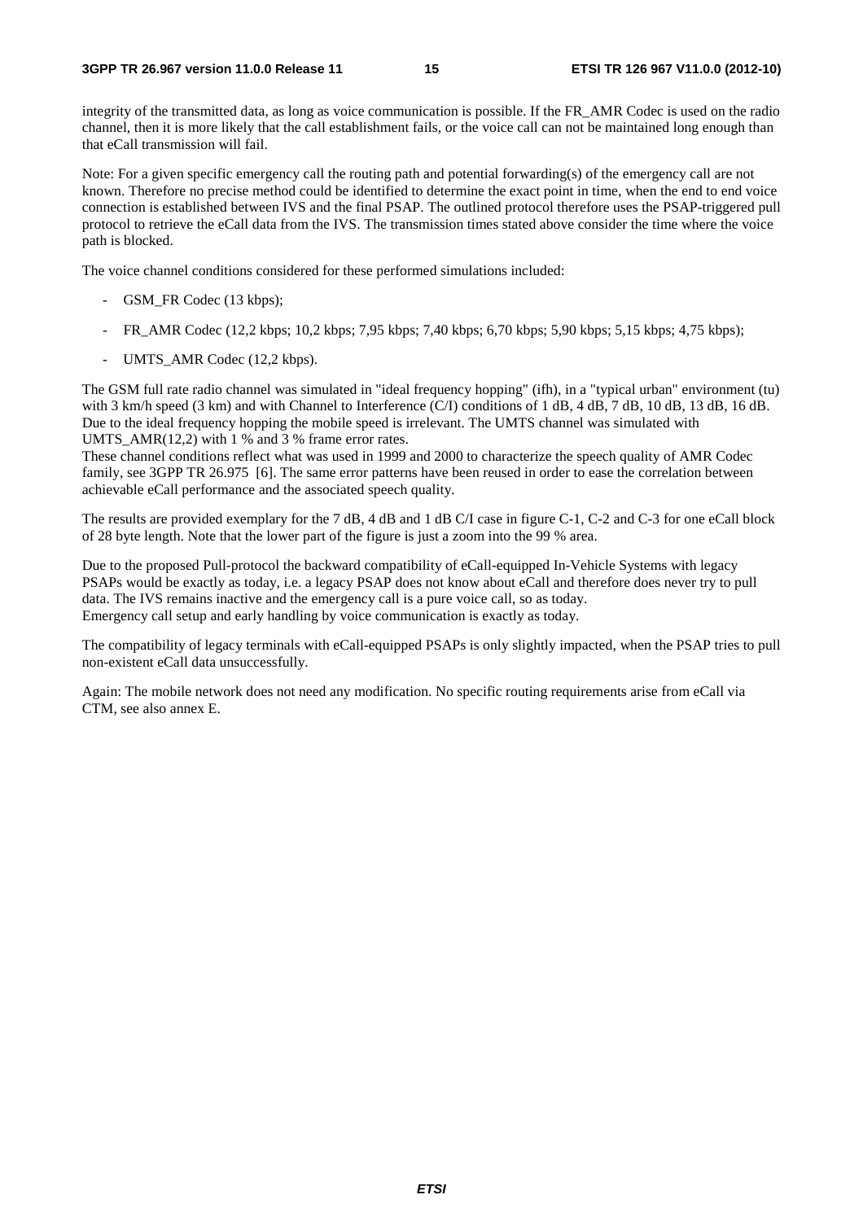integrity of the transmitted data, as long as voice communication is possible. If the FR_AMR Codec is used on the radio channel, then it is more likely that the call establishment fails, or the voice call can not be maintained long enough than that eCall transmission will fail.

Note: For a given specific emergency call the routing path and potential forwarding(s) of the emergency call are not known. Therefore no precise method could be identified to determine the exact point in time, when the end to end voice connection is established between IVS and the final PSAP. The outlined protocol therefore uses the PSAP-triggered pull protocol to retrieve the eCall data from the IVS. The transmission times stated above consider the time where the voice path is blocked.

The voice channel conditions considered for these performed simulations included:

- GSM_FR Codec (13 kbps);
- FR_AMR Codec (12,2 kbps; 10,2 kbps; 7,95 kbps; 7,40 kbps; 6,70 kbps; 5,90 kbps; 5,15 kbps; 4,75 kbps);
- UMTS_AMR Codec (12,2 kbps).

The GSM full rate radio channel was simulated in "ideal frequency hopping" (ifh), in a "typical urban" environment (tu) with 3 km/h speed (3 km) and with Channel to Interference (C/I) conditions of 1 dB, 4 dB, 7 dB, 10 dB, 13 dB, 16 dB. Due to the ideal frequency hopping the mobile speed is irrelevant. The UMTS channel was simulated with UMTS_AMR(12,2) with 1 % and 3 % frame error rates.
These channel conditions reflect what was used in 1999 and 2000 to characterize the speech quality of AMR Codec family, see 3GPP TR 26.975 [6]. The same error patterns have been reused in order to ease the correlation between achievable eCall performance and the associated speech quality.

The results are provided exemplary for the 7 dB, 4 dB and 1 dB C/I case in figure C-1, C-2 and C-3 for one eCall block of 28 byte length. Note that the lower part of the figure is just a zoom into the 99 % area.

Due to the proposed Pull-protocol the backward compatibility of eCall-equipped In-Vehicle Systems with legacy PSAPs would be exactly as today, i.e. a legacy PSAP does not know about eCall and therefore does never try to pull data. The IVS remains inactive and the emergency call is a pure voice call, so as today.
Emergency call setup and early handling by voice communication is exactly as today.

The compatibility of legacy terminals with eCall-equipped PSAPs is only slightly impacted, when the PSAP tries to pull non-existent eCall data unsuccessfully.

Again: The mobile network does not need any modification. No specific routing requirements arise from eCall via CTM, see also annex E.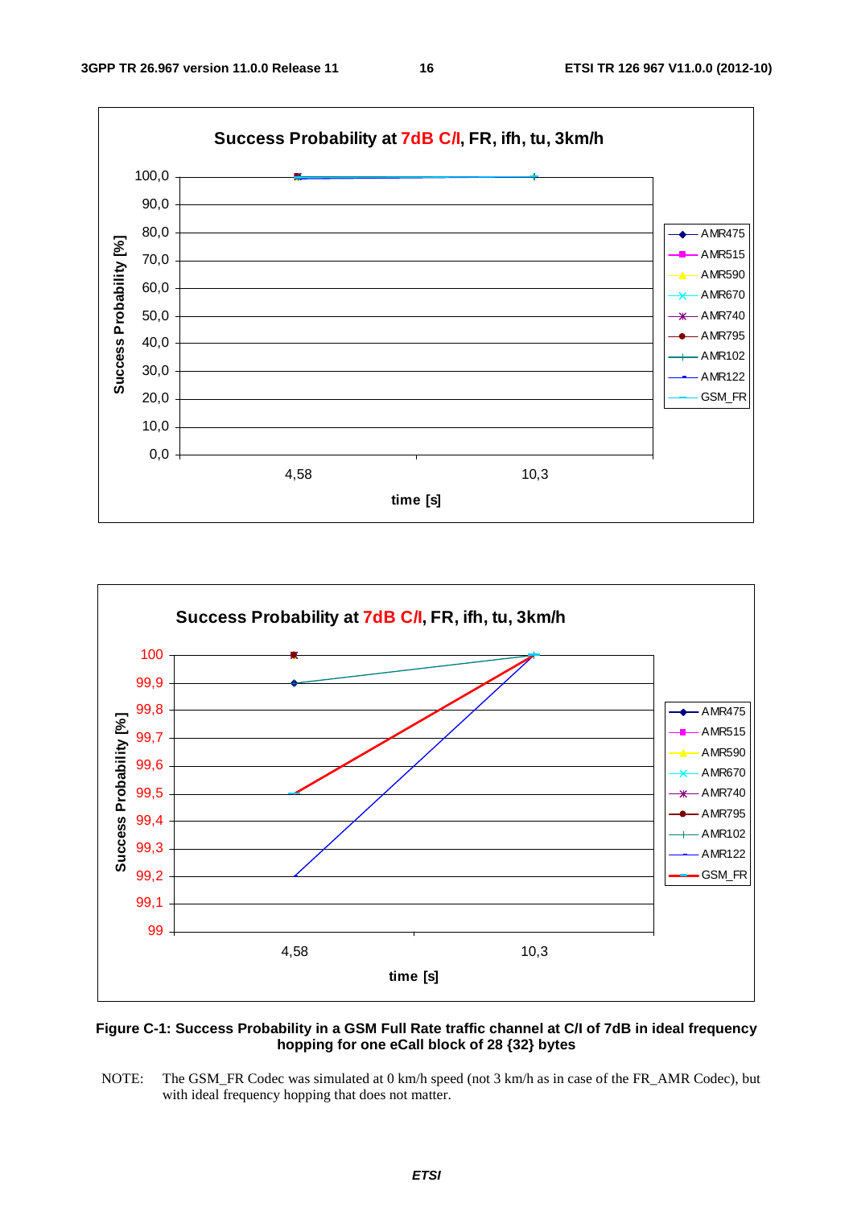**Figure C-1: Success Probability in a GSM Full Rate traffic channel at C/I of 7dB in ideal frequency hopping for one eCall block of 28 {32} bytes**

NOTE: The GSM_FR Codec was simulated at 0 km/h speed (not 3 km/h as in case of the FR_AMR Codec), but with ideal frequency hopping that does not matter.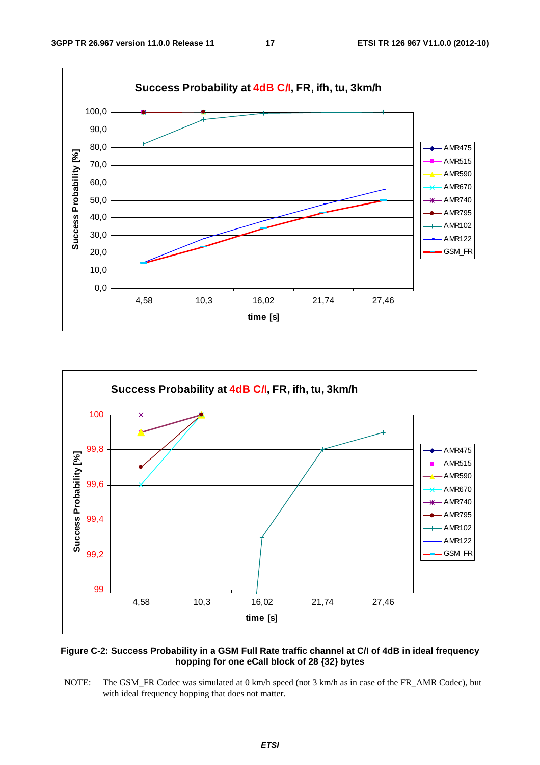**Figure C-2: Success Probability in a GSM Full Rate traffic channel at C/I of 4dB in ideal frequency hopping for one eCall block of 28 {32} bytes**

NOTE: The GSM_FR Codec was simulated at 0 km/h speed (not 3 km/h as in case of the FR_AMR Codec), but with ideal frequency hopping that does not matter.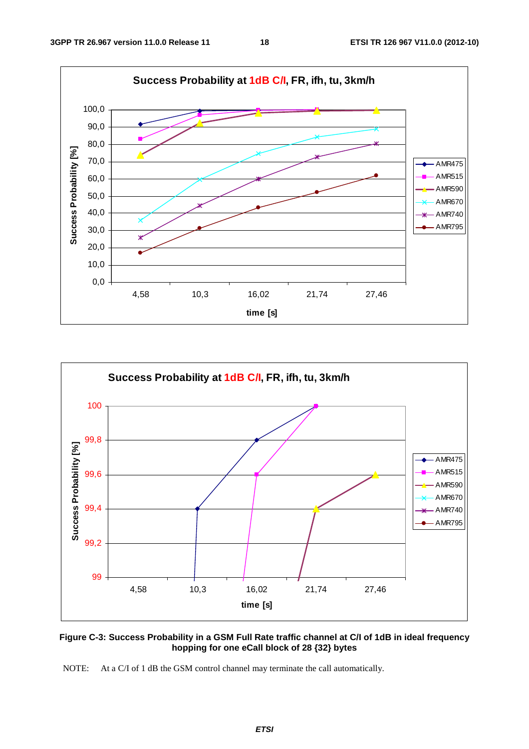Figure C-3: Success Probability in a GSM Full Rate traffic channel at C/I of 1dB in ideal frequency hopping for one eCall block of 28 {32} bytes

NOTE: At a C/I of 1 dB the GSM control channel may terminate the call automatically.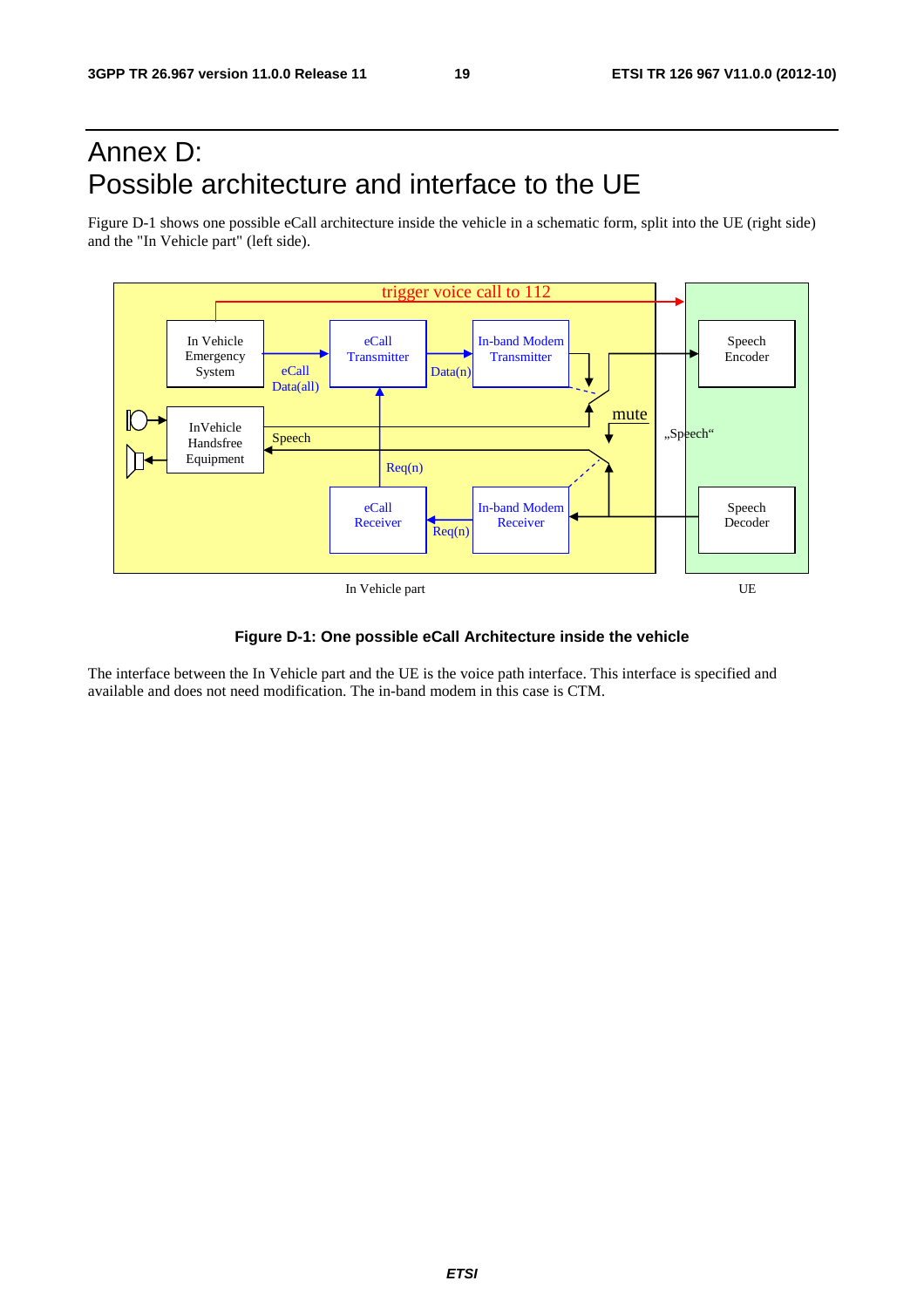# Annex D:
# Possible architecture and interface to the UE

Figure D-1 shows one possible eCall architecture inside the vehicle in a schematic form, split into the UE (right side) and the "In Vehicle part" (left side).

**Figure D-1: One possible eCall Architecture inside the vehicle**

The interface between the In Vehicle part and the UE is the voice path interface. This interface is specified and available and does not need modification. The in-band modem in this case is CTM.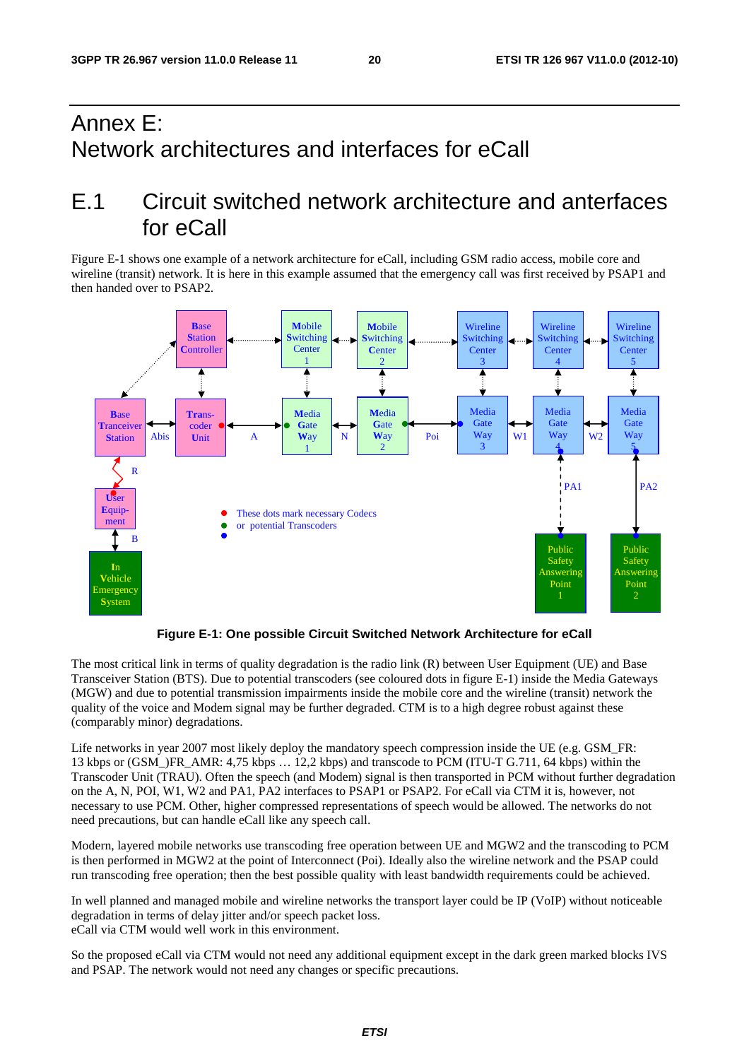# Annex E: Network architectures and interfaces for eCall

## E.1 Circuit switched network architecture and anterfaces for eCall

Figure E-1 shows one example of a network architecture for eCall, including GSM radio access, mobile core and wireline (transit) network. It is here in this example assumed that the emergency call was first received by PSAP1 and then handed over to PSAP2.

**Figure E-1: One possible Circuit Switched Network Architecture for eCall**

The most critical link in terms of quality degradation is the radio link (R) between User Equipment (UE) and Base Transceiver Station (BTS). Due to potential transcoders (see coloured dots in figure E-1) inside the Media Gateways (MGW) and due to potential transmission impairments inside the mobile core and the wireline (transit) network the quality of the voice and Modem signal may be further degraded. CTM is to a high degree robust against these (comparably minor) degradations.

Life networks in year 2007 most likely deploy the mandatory speech compression inside the UE (e.g. GSM_FR: 13 kbps or (GSM_)FR_AMR: 4,75 kbps … 12,2 kbps) and transcode to PCM (ITU-T G.711, 64 kbps) within the Transcoder Unit (TRAU). Often the speech (and Modem) signal is then transported in PCM without further degradation on the A, N, POI, W1, W2 and PA1, PA2 interfaces to PSAP1 or PSAP2. For eCall via CTM it is, however, not necessary to use PCM. Other, higher compressed representations of speech would be allowed. The networks do not need precautions, but can handle eCall like any speech call.

Modern, layered mobile networks use transcoding free operation between UE and MGW2 and the transcoding to PCM is then performed in MGW2 at the point of Interconnect (Poi). Ideally also the wireline network and the PSAP could run transcoding free operation; then the best possible quality with least bandwidth requirements could be achieved.

In well planned and managed mobile and wireline networks the transport layer could be IP (VoIP) without noticeable degradation in terms of delay jitter and/or speech packet loss.
eCall via CTM would well work in this environment.

So the proposed eCall via CTM would not need any additional equipment except in the dark green marked blocks IVS and PSAP. The network would not need any changes or specific precautions.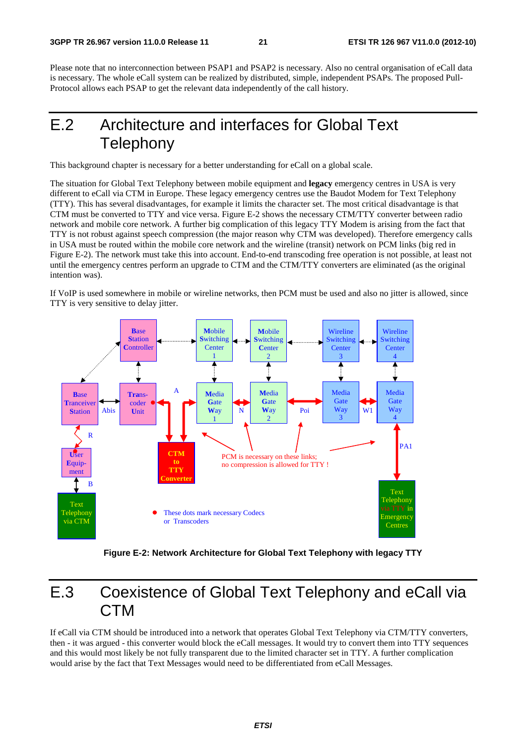Please note that no interconnection between PSAP1 and PSAP2 is necessary. Also no central organisation of eCall data is necessary. The whole eCall system can be realized by distributed, simple, independent PSAPs. The proposed Pull-Protocol allows each PSAP to get the relevant data independently of the call history.

# E.2 Architecture and interfaces for Global Text Telephony

This background chapter is necessary for a better understanding for eCall on a global scale.

The situation for Global Text Telephony between mobile equipment and **legacy** emergency centres in USA is very different to eCall via CTM in Europe. These legacy emergency centres use the Baudot Modem for Text Telephony (TTY). This has several disadvantages, for example it limits the character set. The most critical disadvantage is that CTM must be converted to TTY and vice versa. Figure E-2 shows the necessary CTM/TTY converter between radio network and mobile core network. A further big complication of this legacy TTY Modem is arising from the fact that TTY is not robust against speech compression (the major reason why CTM was developed). Therefore emergency calls in USA must be routed within the mobile core network and the wireline (transit) network on PCM links (big red in Figure E-2). The network must take this into account. End-to-end transcoding free operation is not possible, at least not until the emergency centres perform an upgrade to CTM and the CTM/TTY converters are eliminated (as the original intention was).

If VoIP is used somewhere in mobile or wireline networks, then PCM must be used and also no jitter is allowed, since TTY is very sensitive to delay jitter.

**Figure E-2: Network Architecture for Global Text Telephony with legacy TTY**

# E.3 Coexistence of Global Text Telephony and eCall via CTM

If eCall via CTM should be introduced into a network that operates Global Text Telephony via CTM/TTY converters, then - it was argued - this converter would block the eCall messages. It would try to convert them into TTY sequences and this would most likely be not fully transparent due to the limited character set in TTY. A further complication would arise by the fact that Text Messages would need to be differentiated from eCall Messages.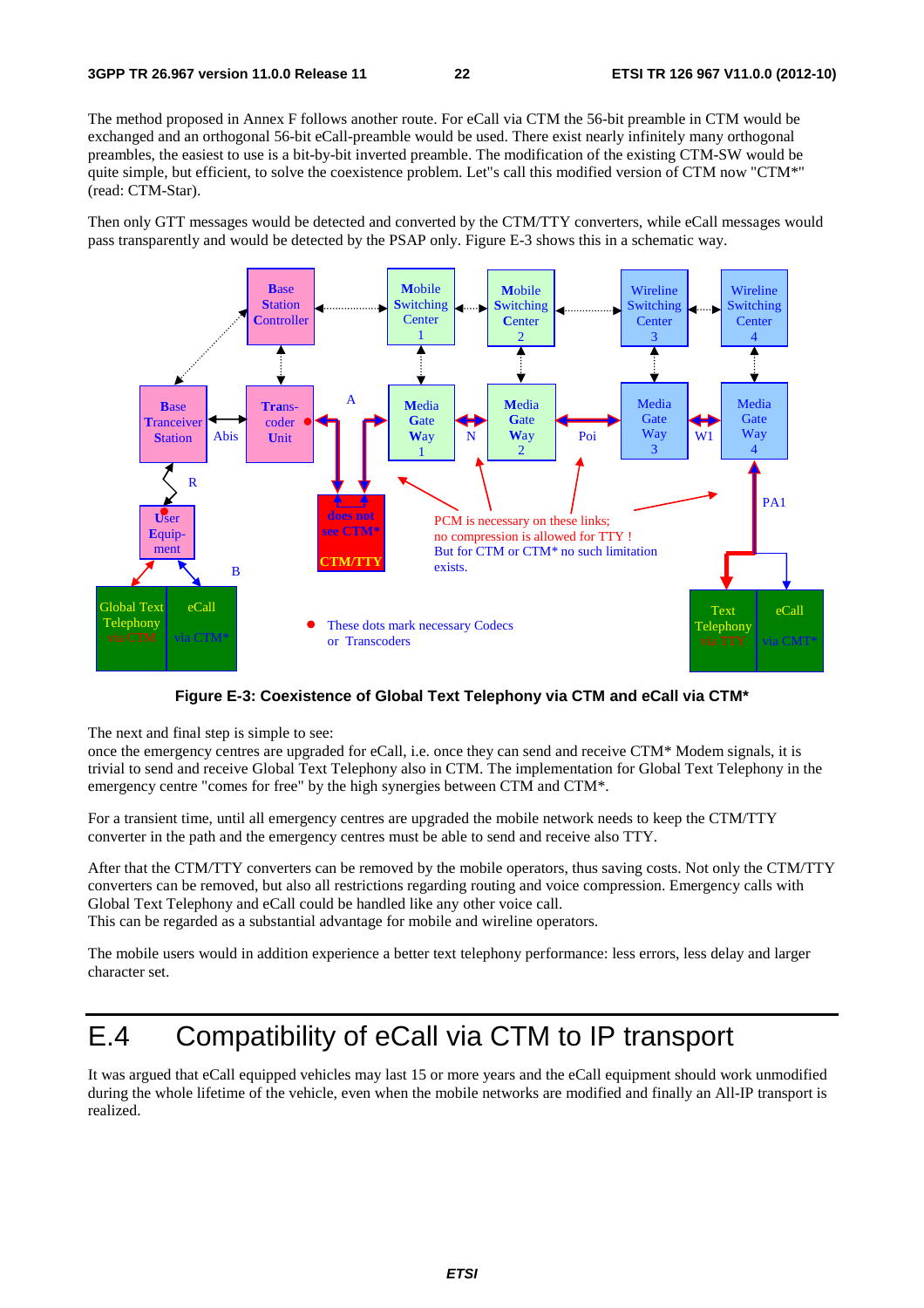The method proposed in Annex F follows another route. For eCall via CTM the 56-bit preamble in CTM would be exchanged and an orthogonal 56-bit eCall-preamble would be used. There exist nearly infinitely many orthogonal preambles, the easiest to use is a bit-by-bit inverted preamble. The modification of the existing CTM-SW would be quite simple, but efficient, to solve the coexistence problem. Let"s call this modified version of CTM now "CTM*" (read: CTM-Star).

Then only GTT messages would be detected and converted by the CTM/TTY converters, while eCall messages would pass transparently and would be detected by the PSAP only. Figure E-3 shows this in a schematic way.

**Figure E-3: Coexistence of Global Text Telephony via CTM and eCall via CTM***

The next and final step is simple to see:
once the emergency centres are upgraded for eCall, i.e. once they can send and receive CTM* Modem signals, it is trivial to send and receive Global Text Telephony also in CTM. The implementation for Global Text Telephony in the emergency centre "comes for free" by the high synergies between CTM and CTM*.

For a transient time, until all emergency centres are upgraded the mobile network needs to keep the CTM/TTY converter in the path and the emergency centres must be able to send and receive also TTY.

After that the CTM/TTY converters can be removed by the mobile operators, thus saving costs. Not only the CTM/TTY converters can be removed, but also all restrictions regarding routing and voice compression. Emergency calls with Global Text Telephony and eCall could be handled like any other voice call.
This can be regarded as a substantial advantage for mobile and wireline operators.

The mobile users would in addition experience a better text telephony performance: less errors, less delay and larger character set.

# E.4 Compatibility of eCall via CTM to IP transport

It was argued that eCall equipped vehicles may last 15 or more years and the eCall equipment should work unmodified during the whole lifetime of the vehicle, even when the mobile networks are modified and finally an All-IP transport is realized.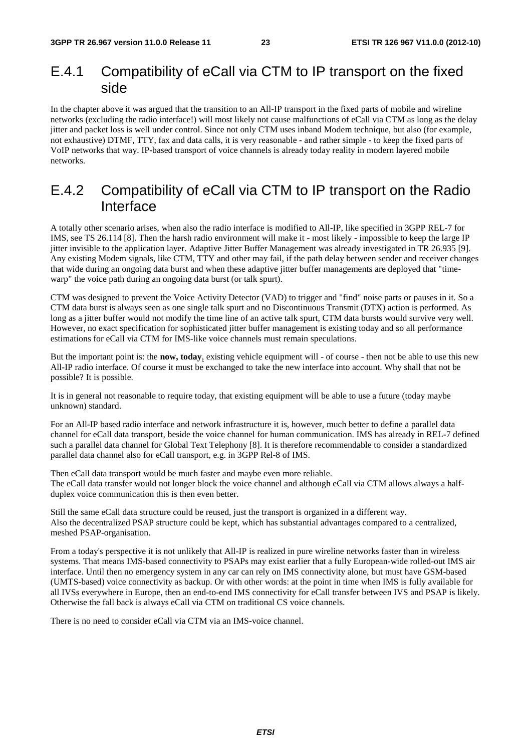## E.4.1 Compatibility of eCall via CTM to IP transport on the fixed side

In the chapter above it was argued that the transition to an All-IP transport in the fixed parts of mobile and wireline networks (excluding the radio interface!) will most likely not cause malfunctions of eCall via CTM as long as the delay jitter and packet loss is well under control. Since not only CTM uses inband Modem technique, but also (for example, not exhaustive) DTMF, TTY, fax and data calls, it is very reasonable - and rather simple - to keep the fixed parts of VoIP networks that way. IP-based transport of voice channels is already today reality in modern layered mobile networks.

## E.4.2 Compatibility of eCall via CTM to IP transport on the Radio Interface

A totally other scenario arises, when also the radio interface is modified to All-IP, like specified in 3GPP REL-7 for IMS, see TS 26.114 [8]. Then the harsh radio environment will make it - most likely - impossible to keep the large IP jitter invisible to the application layer. Adaptive Jitter Buffer Management was already investigated in TR 26.935 [9]. Any existing Modem signals, like CTM, TTY and other may fail, if the path delay between sender and receiver changes that wide during an ongoing data burst and when these adaptive jitter buffer managements are deployed that "time-warp" the voice path during an ongoing data burst (or talk spurt).

CTM was designed to prevent the Voice Activity Detector (VAD) to trigger and "find" noise parts or pauses in it. So a CTM data burst is always seen as one single talk spurt and no Discontinuous Transmit (DTX) action is performed. As long as a jitter buffer would not modify the time line of an active talk spurt, CTM data bursts would survive very well. However, no exact specification for sophisticated jitter buffer management is existing today and so all performance estimations for eCall via CTM for IMS-like voice channels must remain speculations.

But the important point is: the **now, today**, existing vehicle equipment will - of course - then not be able to use this new All-IP radio interface. Of course it must be exchanged to take the new interface into account. Why shall that not be possible? It is possible.

It is in general not reasonable to require today, that existing equipment will be able to use a future (today maybe unknown) standard.

For an All-IP based radio interface and network infrastructure it is, however, much better to define a parallel data channel for eCall data transport, beside the voice channel for human communication. IMS has already in REL-7 defined such a parallel data channel for Global Text Telephony [8]. It is therefore recommendable to consider a standardized parallel data channel also for eCall transport, e.g. in 3GPP Rel-8 of IMS.

Then eCall data transport would be much faster and maybe even more reliable.
The eCall data transfer would not longer block the voice channel and although eCall via CTM allows always a half-duplex voice communication this is then even better.

Still the same eCall data structure could be reused, just the transport is organized in a different way.
Also the decentralized PSAP structure could be kept, which has substantial advantages compared to a centralized, meshed PSAP-organisation.

From a today's perspective it is not unlikely that All-IP is realized in pure wireline networks faster than in wireless systems. That means IMS-based connectivity to PSAPs may exist earlier that a fully European-wide rolled-out IMS air interface. Until then no emergency system in any car can rely on IMS connectivity alone, but must have GSM-based (UMTS-based) voice connectivity as backup. Or with other words: at the point in time when IMS is fully available for all IVSs everywhere in Europe, then an end-to-end IMS connectivity for eCall transfer between IVS and PSAP is likely. Otherwise the fall back is always eCall via CTM on traditional CS voice channels.

There is no need to consider eCall via CTM via an IMS-voice channel.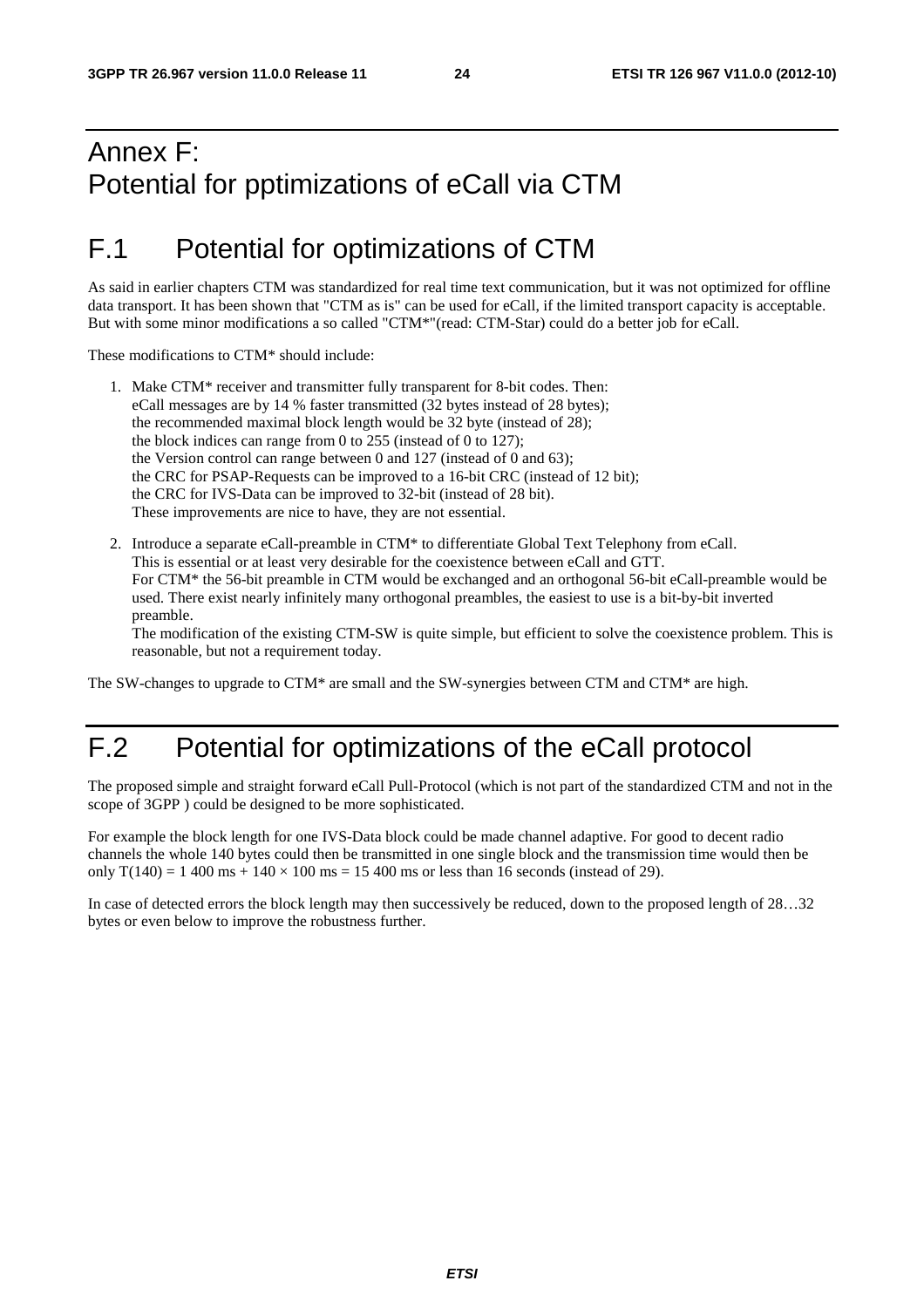# Annex F: Potential for pptimizations of eCall via CTM

## F.1 Potential for optimizations of CTM

As said in earlier chapters CTM was standardized for real time text communication, but it was not optimized for offline data transport. It has been shown that "CTM as is" can be used for eCall, if the limited transport capacity is acceptable. But with some minor modifications a so called "CTM*"(read: CTM-Star) could do a better job for eCall.

These modifications to CTM* should include:

1. Make CTM* receiver and transmitter fully transparent for 8-bit codes. Then:
   eCall messages are by 14 % faster transmitted (32 bytes instead of 28 bytes);
   the recommended maximal block length would be 32 byte (instead of 28);
   the block indices can range from 0 to 255 (instead of 0 to 127);
   the Version control can range between 0 and 127 (instead of 0 and 63);
   the CRC for PSAP-Requests can be improved to a 16-bit CRC (instead of 12 bit);
   the CRC for IVS-Data can be improved to 32-bit (instead of 28 bit).
   These improvements are nice to have, they are not essential.

2. Introduce a separate eCall-preamble in CTM* to differentiate Global Text Telephony from eCall.
   This is essential or at least very desirable for the coexistence between eCall and GTT.
   For CTM* the 56-bit preamble in CTM would be exchanged and an orthogonal 56-bit eCall-preamble would be used. There exist nearly infinitely many orthogonal preambles, the easiest to use is a bit-by-bit inverted preamble.
   The modification of the existing CTM-SW is quite simple, but efficient to solve the coexistence problem. This is reasonable, but not a requirement today.

The SW-changes to upgrade to CTM* are small and the SW-synergies between CTM and CTM* are high.

## F.2 Potential for optimizations of the eCall protocol

The proposed simple and straight forward eCall Pull-Protocol (which is not part of the standardized CTM and not in the scope of 3GPP ) could be designed to be more sophisticated.

For example the block length for one IVS-Data block could be made channel adaptive. For good to decent radio channels the whole 140 bytes could then be transmitted in one single block and the transmission time would then be only $T(140) = 1\,400$ ms + $140 \times 100$ ms = $15\,400$ ms or less than 16 seconds (instead of 29).

In case of detected errors the block length may then successively be reduced, down to the proposed length of 28…32 bytes or even below to improve the robustness further.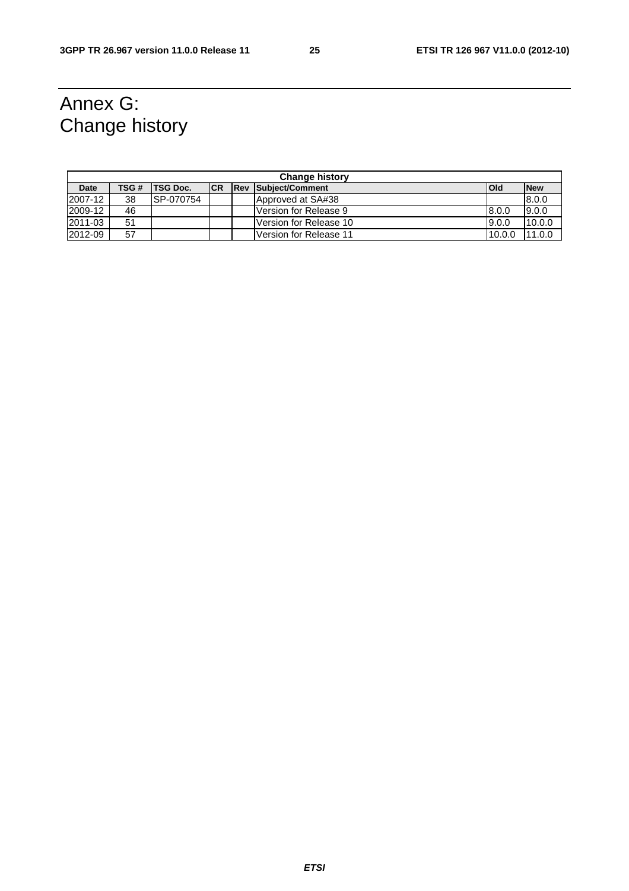# Annex G: Change history

| Change history | | | | | | | |
|---|---|---|---|---|---|---|---|
| **Date** | **TSG #** | **TSG Doc.** | **CR** | **Rev** | **Subject/Comment** | **Old** | **New** |
| 2007-12 | 38 | SP-070754 | | | Approved at SA#38 | | 8.0.0 |
| 2009-12 | 46 | | | | Version for Release 9 | 8.0.0 | 9.0.0 |
| 2011-03 | 51 | | | | Version for Release 10 | 9.0.0 | 10.0.0 |
| 2012-09 | 57 | | | | Version for Release 11 | 10.0.0 | 11.0.0 |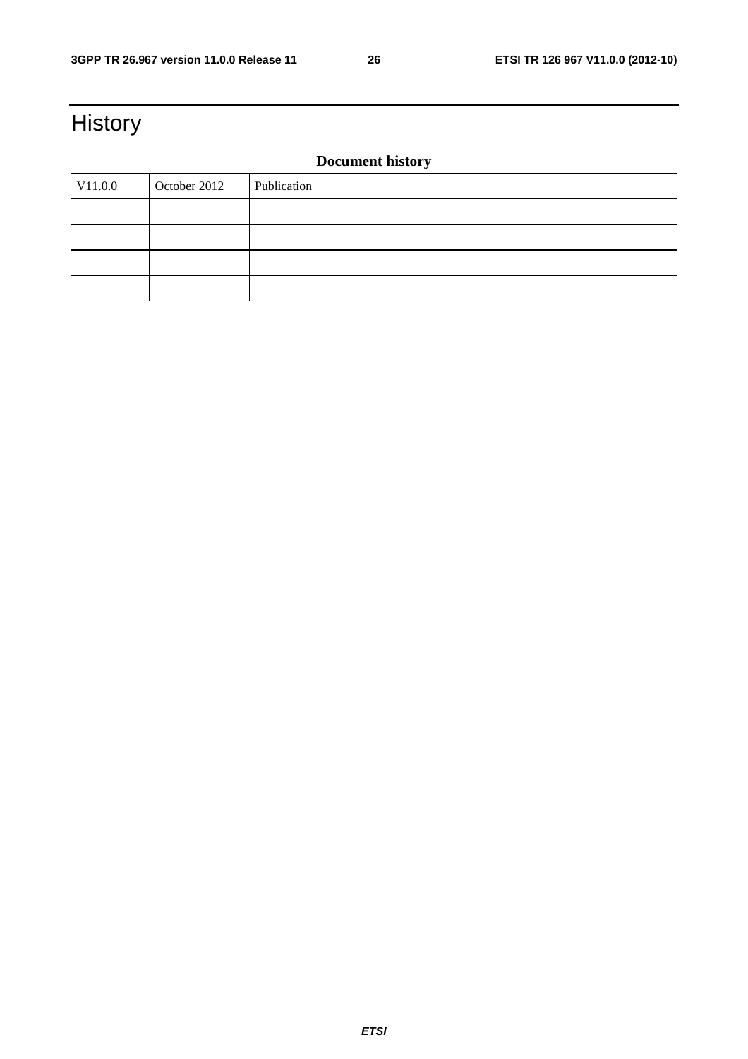# History

| Document history | | |
|---|---|---|
| V11.0.0 | October 2012 | Publication |
| | | |
| | | |
| | | |
| | | |